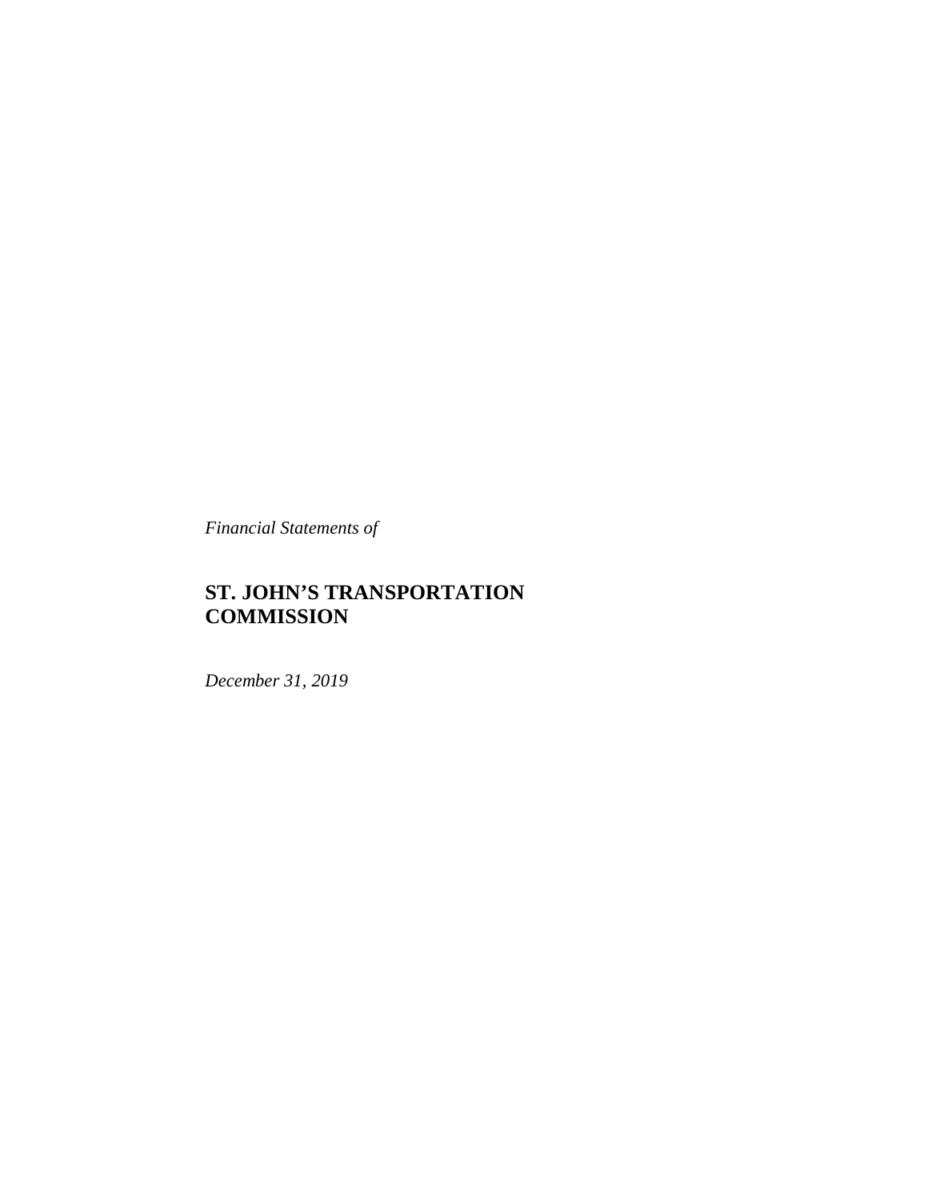*Financial Statements of*

# ST. JOHN'S TRANSPORTATION COMMISSION

*December 31, 2019*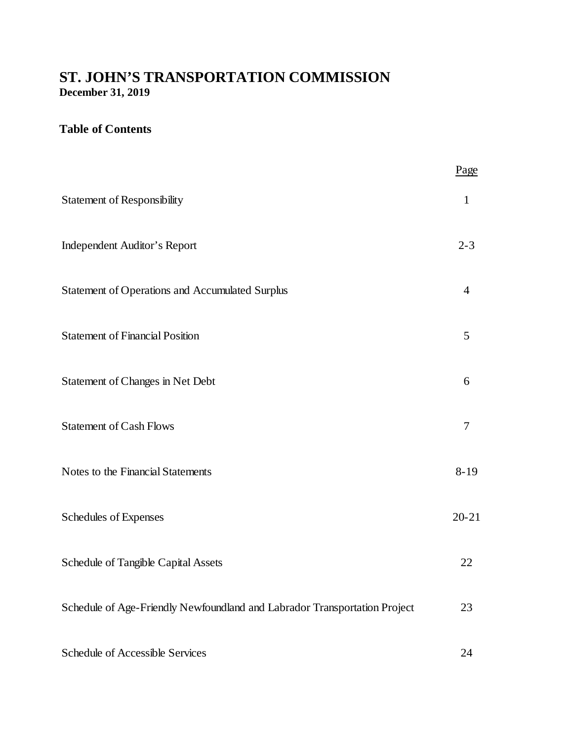# ST. JOHN'S TRANSPORTATION COMMISSION

**December 31, 2019**

## Table of Contents

| | Page |
|---|---|
| Statement of Responsibility | 1 |
| Independent Auditor's Report | 2-3 |
| Statement of Operations and Accumulated Surplus | 4 |
| Statement of Financial Position | 5 |
| Statement of Changes in Net Debt | 6 |
| Statement of Cash Flows | 7 |
| Notes to the Financial Statements | 8-19 |
| Schedules of Expenses | 20-21 |
| Schedule of Tangible Capital Assets | 22 |
| Schedule of Age-Friendly Newfoundland and Labrador Transportation Project | 23 |
| Schedule of Accessible Services | 24 |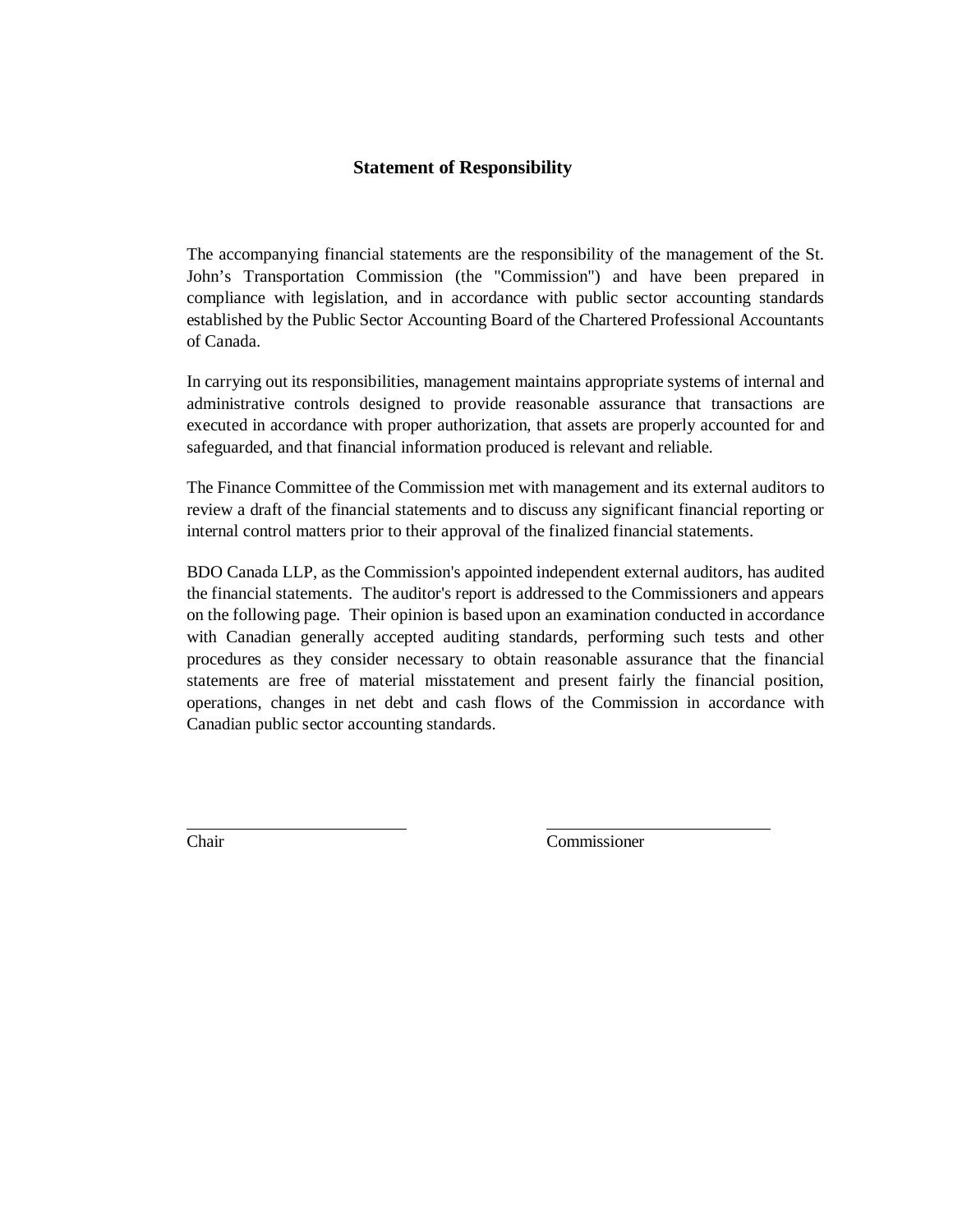## Statement of Responsibility

The accompanying financial statements are the responsibility of the management of the St. John's Transportation Commission (the "Commission") and have been prepared in compliance with legislation, and in accordance with public sector accounting standards established by the Public Sector Accounting Board of the Chartered Professional Accountants of Canada.

In carrying out its responsibilities, management maintains appropriate systems of internal and administrative controls designed to provide reasonable assurance that transactions are executed in accordance with proper authorization, that assets are properly accounted for and safeguarded, and that financial information produced is relevant and reliable.

The Finance Committee of the Commission met with management and its external auditors to review a draft of the financial statements and to discuss any significant financial reporting or internal control matters prior to their approval of the finalized financial statements.

BDO Canada LLP, as the Commission's appointed independent external auditors, has audited the financial statements. The auditor's report is addressed to the Commissioners and appears on the following page. Their opinion is based upon an examination conducted in accordance with Canadian generally accepted auditing standards, performing such tests and other procedures as they consider necessary to obtain reasonable assurance that the financial statements are free of material misstatement and present fairly the financial position, operations, changes in net debt and cash flows of the Commission in accordance with Canadian public sector accounting standards.

| ______________________ | ______________________ |
|---|---|
| Chair | Commissioner |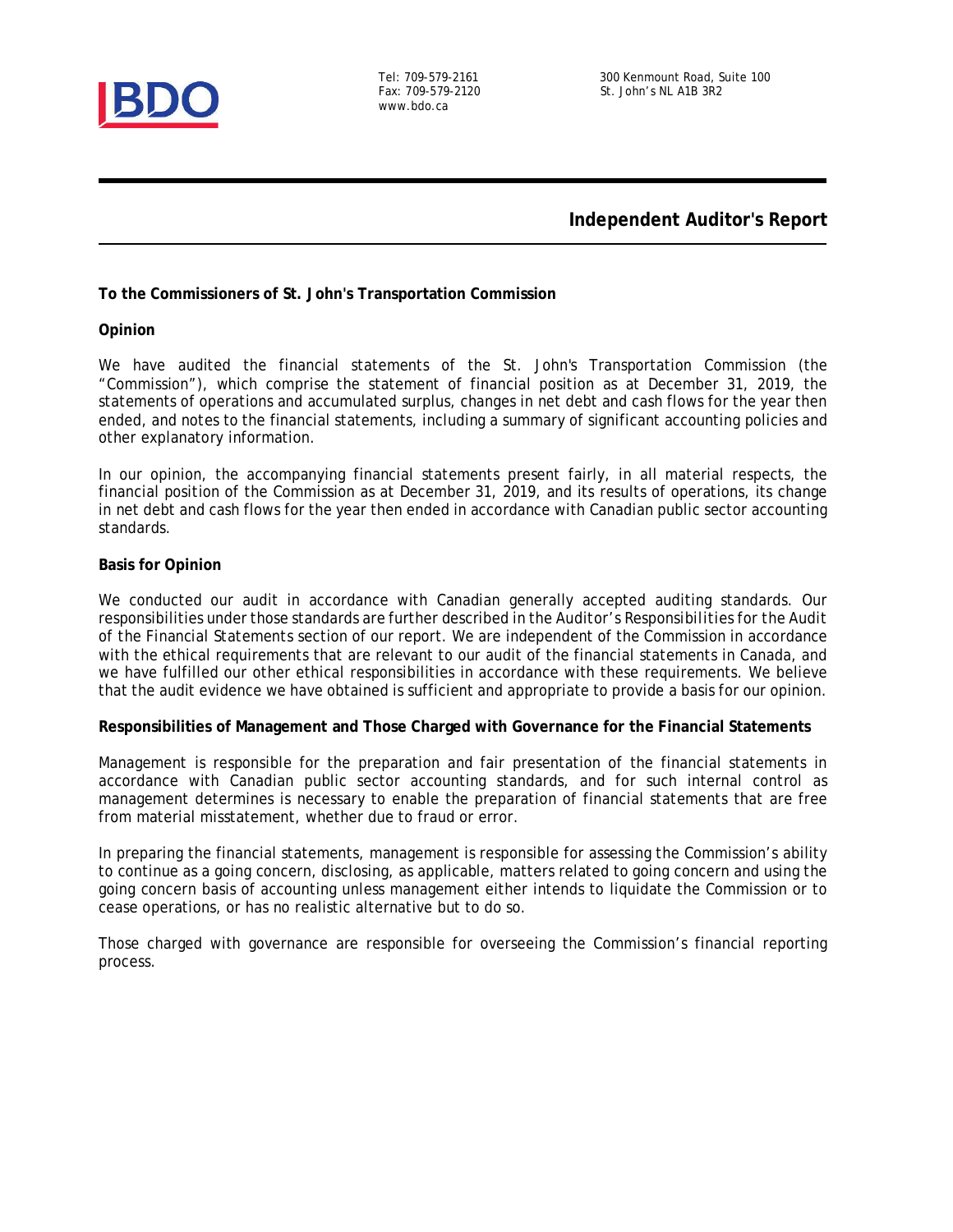Tel: 709-579-2161
Fax: 709-579-2120
www.bdo.ca

300 Kenmount Road, Suite 100
St. John's NL A1B 3R2

# Independent Auditor's Report

**To the Commissioners of St. John's Transportation Commission**

**Opinion**

We have audited the financial statements of the St. John's Transportation Commission (the "Commission"), which comprise the statement of financial position as at December 31, 2019, the statements of operations and accumulated surplus, changes in net debt and cash flows for the year then ended, and notes to the financial statements, including a summary of significant accounting policies and other explanatory information.

In our opinion, the accompanying financial statements present fairly, in all material respects, the financial position of the Commission as at December 31, 2019, and its results of operations, its change in net debt and cash flows for the year then ended in accordance with Canadian public sector accounting standards.

**Basis for Opinion**

We conducted our audit in accordance with Canadian generally accepted auditing standards. Our responsibilities under those standards are further described in the *Auditor's Responsibilities for the Audit of the Financial Statements* section of our report. We are independent of the Commission in accordance with the ethical requirements that are relevant to our audit of the financial statements in Canada, and we have fulfilled our other ethical responsibilities in accordance with these requirements. We believe that the audit evidence we have obtained is sufficient and appropriate to provide a basis for our opinion.

**Responsibilities of Management and Those Charged with Governance for the Financial Statements**

Management is responsible for the preparation and fair presentation of the financial statements in accordance with Canadian public sector accounting standards, and for such internal control as management determines is necessary to enable the preparation of financial statements that are free from material misstatement, whether due to fraud or error.

In preparing the financial statements, management is responsible for assessing the Commission's ability to continue as a going concern, disclosing, as applicable, matters related to going concern and using the going concern basis of accounting unless management either intends to liquidate the Commission or to cease operations, or has no realistic alternative but to do so.

Those charged with governance are responsible for overseeing the Commission's financial reporting process.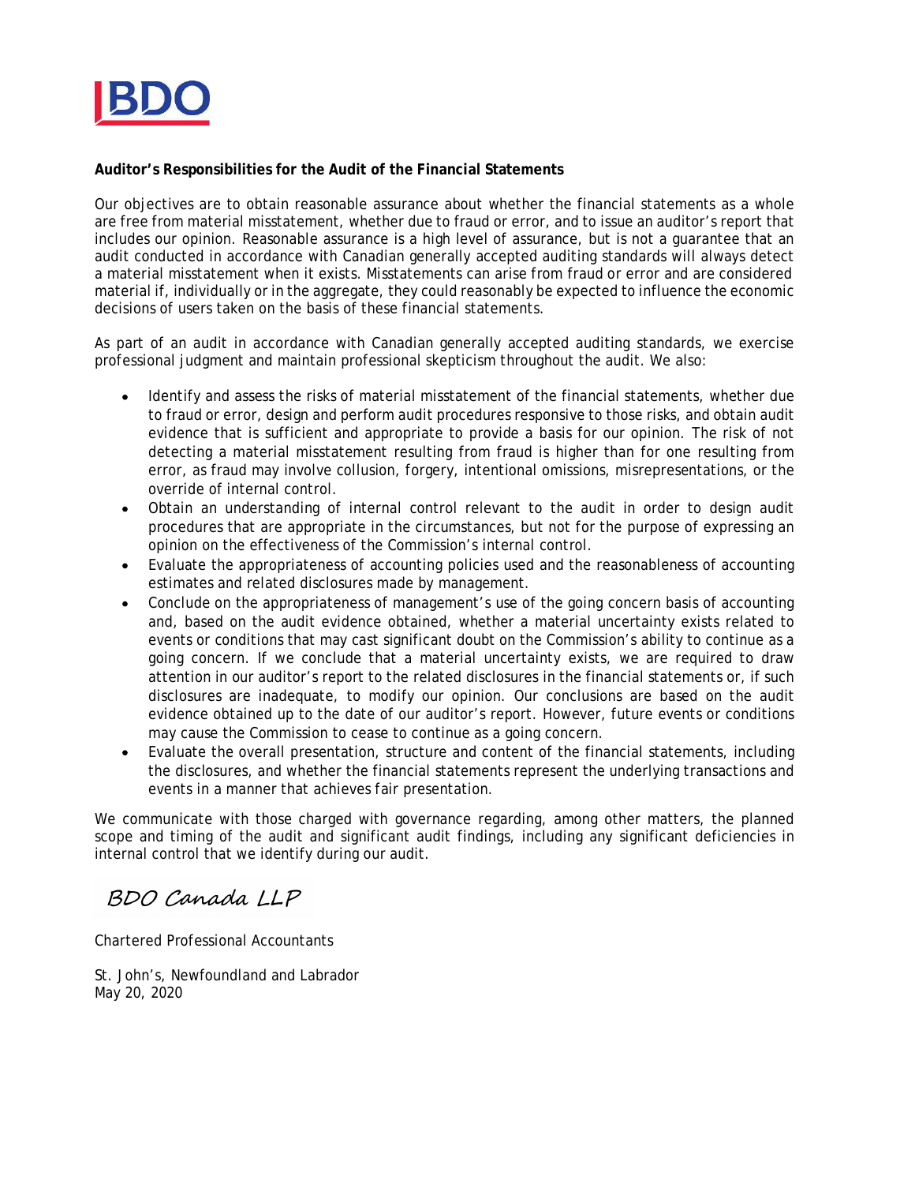**Auditor's Responsibilities for the Audit of the Financial Statements**

Our objectives are to obtain reasonable assurance about whether the financial statements as a whole are free from material misstatement, whether due to fraud or error, and to issue an auditor's report that includes our opinion. Reasonable assurance is a high level of assurance, but is not a guarantee that an audit conducted in accordance with Canadian generally accepted auditing standards will always detect a material misstatement when it exists. Misstatements can arise from fraud or error and are considered material if, individually or in the aggregate, they could reasonably be expected to influence the economic decisions of users taken on the basis of these financial statements.

As part of an audit in accordance with Canadian generally accepted auditing standards, we exercise professional judgment and maintain professional skepticism throughout the audit. We also:

- Identify and assess the risks of material misstatement of the financial statements, whether due to fraud or error, design and perform audit procedures responsive to those risks, and obtain audit evidence that is sufficient and appropriate to provide a basis for our opinion. The risk of not detecting a material misstatement resulting from fraud is higher than for one resulting from error, as fraud may involve collusion, forgery, intentional omissions, misrepresentations, or the override of internal control.
- Obtain an understanding of internal control relevant to the audit in order to design audit procedures that are appropriate in the circumstances, but not for the purpose of expressing an opinion on the effectiveness of the Commission's internal control.
- Evaluate the appropriateness of accounting policies used and the reasonableness of accounting estimates and related disclosures made by management.
- Conclude on the appropriateness of management's use of the going concern basis of accounting and, based on the audit evidence obtained, whether a material uncertainty exists related to events or conditions that may cast significant doubt on the Commission's ability to continue as a going concern. If we conclude that a material uncertainty exists, we are required to draw attention in our auditor's report to the related disclosures in the financial statements or, if such disclosures are inadequate, to modify our opinion. Our conclusions are based on the audit evidence obtained up to the date of our auditor's report. However, future events or conditions may cause the Commission to cease to continue as a going concern.
- Evaluate the overall presentation, structure and content of the financial statements, including the disclosures, and whether the financial statements represent the underlying transactions and events in a manner that achieves fair presentation.

We communicate with those charged with governance regarding, among other matters, the planned scope and timing of the audit and significant audit findings, including any significant deficiencies in internal control that we identify during our audit.

*BDO Canada LLP*

Chartered Professional Accountants

St. John's, Newfoundland and Labrador
May 20, 2020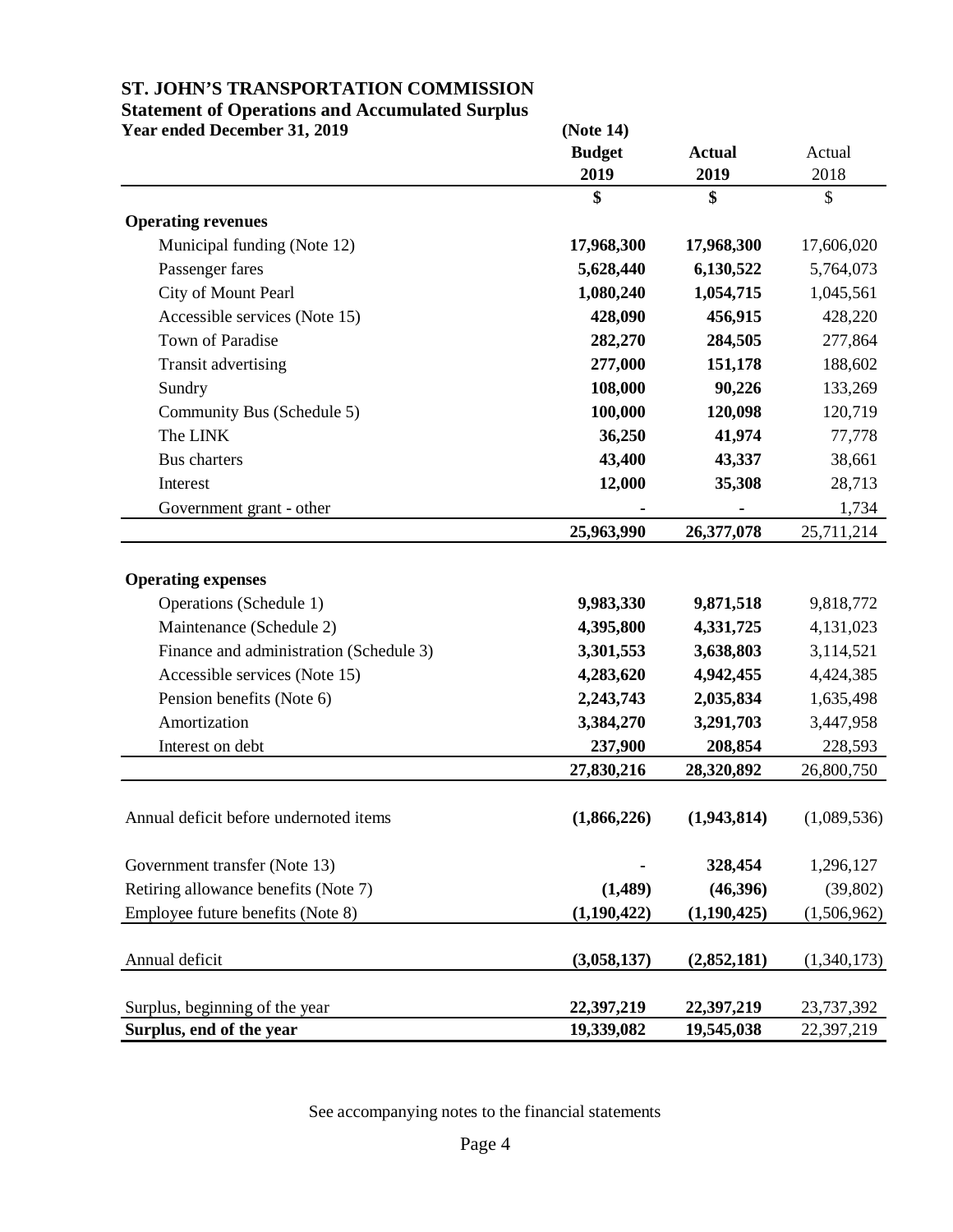# ST. JOHN'S TRANSPORTATION COMMISSION

## Statement of Operations and Accumulated Surplus

**Year ended December 31, 2019**

| | (Note 14) Budget 2019 | Actual 2019 | Actual 2018 |
|---|---|---|---|
| | $ | $ | $ |
| **Operating revenues** | | | |
| Municipal funding (Note 12) | 17,968,300 | 17,968,300 | 17,606,020 |
| Passenger fares | 5,628,440 | 6,130,522 | 5,764,073 |
| City of Mount Pearl | 1,080,240 | 1,054,715 | 1,045,561 |
| Accessible services (Note 15) | 428,090 | 456,915 | 428,220 |
| Town of Paradise | 282,270 | 284,505 | 277,864 |
| Transit advertising | 277,000 | 151,178 | 188,602 |
| Sundry | 108,000 | 90,226 | 133,269 |
| Community Bus (Schedule 5) | 100,000 | 120,098 | 120,719 |
| The LINK | 36,250 | 41,974 | 77,778 |
| Bus charters | 43,400 | 43,337 | 38,661 |
| Interest | 12,000 | 35,308 | 28,713 |
| Government grant - other | - | - | 1,734 |
| | 25,963,990 | 26,377,078 | 25,711,214 |
| **Operating expenses** | | | |
| Operations (Schedule 1) | 9,983,330 | 9,871,518 | 9,818,772 |
| Maintenance (Schedule 2) | 4,395,800 | 4,331,725 | 4,131,023 |
| Finance and administration (Schedule 3) | 3,301,553 | 3,638,803 | 3,114,521 |
| Accessible services (Note 15) | 4,283,620 | 4,942,455 | 4,424,385 |
| Pension benefits (Note 6) | 2,243,743 | 2,035,834 | 1,635,498 |
| Amortization | 3,384,270 | 3,291,703 | 3,447,958 |
| Interest on debt | 237,900 | 208,854 | 228,593 |
| | 27,830,216 | 28,320,892 | 26,800,750 |
| Annual deficit before undernoted items | (1,866,226) | (1,943,814) | (1,089,536) |
| Government transfer (Note 13) | - | 328,454 | 1,296,127 |
| Retiring allowance benefits (Note 7) | (1,489) | (46,396) | (39,802) |
| Employee future benefits (Note 8) | (1,190,422) | (1,190,425) | (1,506,962) |
| Annual deficit | (3,058,137) | (2,852,181) | (1,340,173) |
| Surplus, beginning of the year | 22,397,219 | 22,397,219 | 23,737,392 |
| **Surplus, end of the year** | 19,339,082 | 19,545,038 | 22,397,219 |

See accompanying notes to the financial statements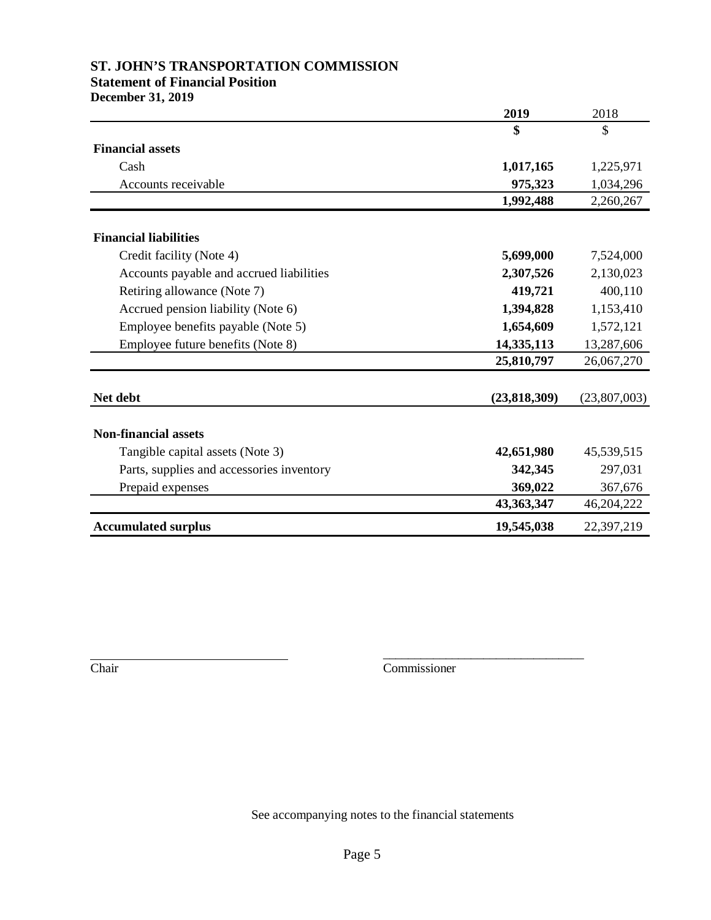# ST. JOHN'S TRANSPORTATION COMMISSION

## Statement of Financial Position

**December 31, 2019**

| | **2019** | 2018 |
|---|---|---|
| | **$** | $ |
| **Financial assets** | | |
| Cash | **1,017,165** | 1,225,971 |
| Accounts receivable | **975,323** | 1,034,296 |
| | **1,992,488** | 2,260,267 |
| **Financial liabilities** | | |
| Credit facility (Note 4) | **5,699,000** | 7,524,000 |
| Accounts payable and accrued liabilities | **2,307,526** | 2,130,023 |
| Retiring allowance (Note 7) | **419,721** | 400,110 |
| Accrued pension liability (Note 6) | **1,394,828** | 1,153,410 |
| Employee benefits payable (Note 5) | **1,654,609** | 1,572,121 |
| Employee future benefits (Note 8) | **14,335,113** | 13,287,606 |
| | **25,810,797** | 26,067,270 |
| **Net debt** | **(23,818,309)** | (23,807,003) |
| **Non-financial assets** | | |
| Tangible capital assets (Note 3) | **42,651,980** | 45,539,515 |
| Parts, supplies and accessories inventory | **342,345** | 297,031 |
| Prepaid expenses | **369,022** | 367,676 |
| | **43,363,347** | 46,204,222 |
| **Accumulated surplus** | **19,545,038** | 22,397,219 |

\_\_\_\_\_\_\_\_\_\_\_\_\_\_\_\_\_\_\_\_\_\_\_\_\_\_\_\_\_\_ Chair

\_\_\_\_\_\_\_\_\_\_\_\_\_\_\_\_\_\_\_\_\_\_\_\_\_\_\_\_\_\_ Commissioner

See accompanying notes to the financial statements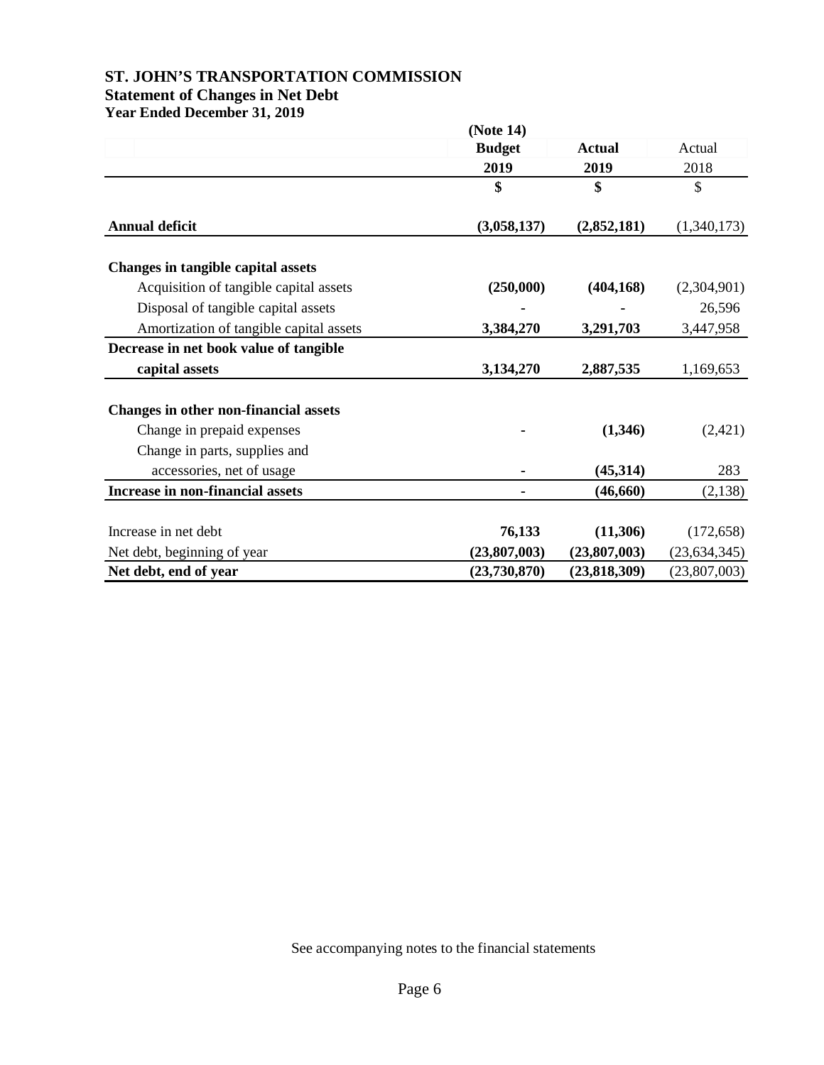# ST. JOHN'S TRANSPORTATION COMMISSION

## Statement of Changes in Net Debt

### Year Ended December 31, 2019

| | (Note 14) Budget 2019 | Actual 2019 | Actual 2018 |
|---|---|---|---|
| | **$** | **$** | $ |
| **Annual deficit** | **(3,058,137)** | **(2,852,181)** | (1,340,173) |
| **Changes in tangible capital assets** | | | |
| Acquisition of tangible capital assets | **(250,000)** | **(404,168)** | (2,304,901) |
| Disposal of tangible capital assets | **-** | **-** | 26,596 |
| Amortization of tangible capital assets | **3,384,270** | **3,291,703** | 3,447,958 |
| **Decrease in net book value of tangible capital assets** | **3,134,270** | **2,887,535** | 1,169,653 |
| **Changes in other non-financial assets** | | | |
| Change in prepaid expenses | **-** | **(1,346)** | (2,421) |
| Change in parts, supplies and accessories, net of usage | **-** | **(45,314)** | 283 |
| **Increase in non-financial assets** | **-** | **(46,660)** | (2,138) |
| Increase in net debt | **76,133** | **(11,306)** | (172,658) |
| Net debt, beginning of year | **(23,807,003)** | **(23,807,003)** | (23,634,345) |
| **Net debt, end of year** | **(23,730,870)** | **(23,818,309)** | (23,807,003) |

See accompanying notes to the financial statements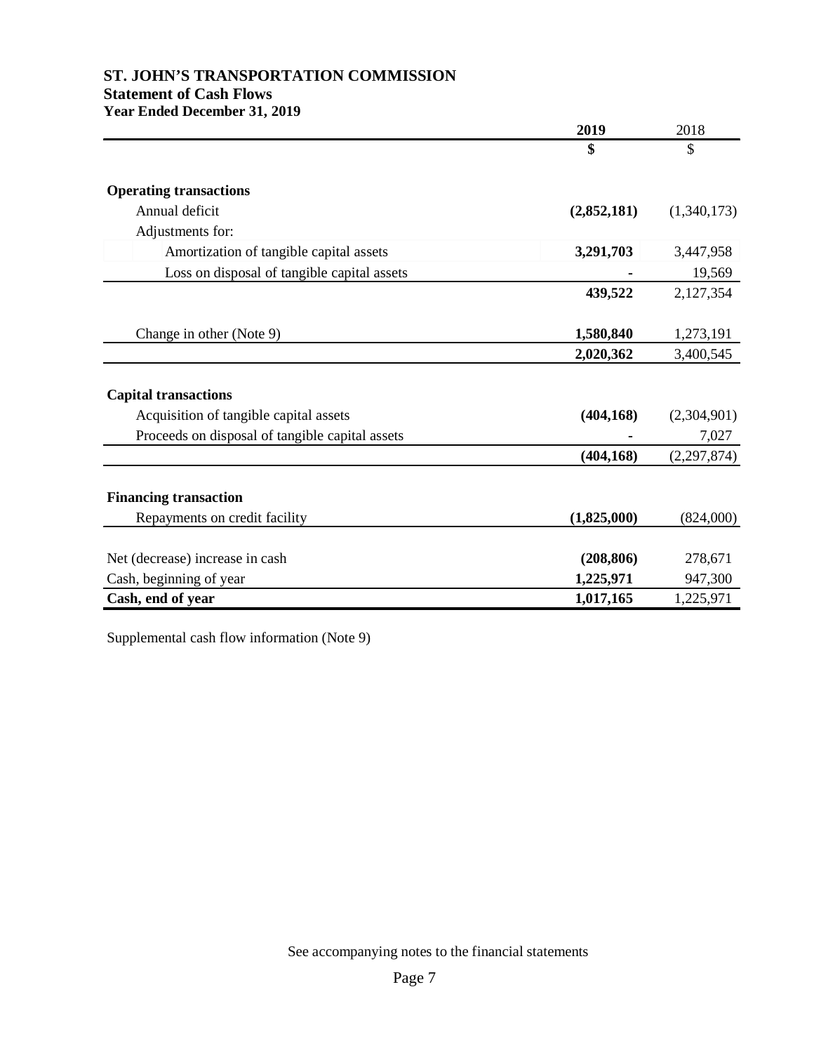# ST. JOHN'S TRANSPORTATION COMMISSION

## Statement of Cash Flows

### Year Ended December 31, 2019

| | **2019** | 2018 |
|---|---|---|
| | **$** | $ |
| **Operating transactions** | | |
| Annual deficit | **(2,852,181)** | (1,340,173) |
| Adjustments for: | | |
| Amortization of tangible capital assets | **3,291,703** | 3,447,958 |
| Loss on disposal of tangible capital assets | **-** | 19,569 |
| | **439,522** | 2,127,354 |
| Change in other (Note 9) | **1,580,840** | 1,273,191 |
| | **2,020,362** | 3,400,545 |
| **Capital transactions** | | |
| Acquisition of tangible capital assets | **(404,168)** | (2,304,901) |
| Proceeds on disposal of tangible capital assets | **-** | 7,027 |
| | **(404,168)** | (2,297,874) |
| **Financing transaction** | | |
| Repayments on credit facility | **(1,825,000)** | (824,000) |
| Net (decrease) increase in cash | **(208,806)** | 278,671 |
| Cash, beginning of year | **1,225,971** | 947,300 |
| **Cash, end of year** | **1,017,165** | 1,225,971 |

Supplemental cash flow information (Note 9)

See accompanying notes to the financial statements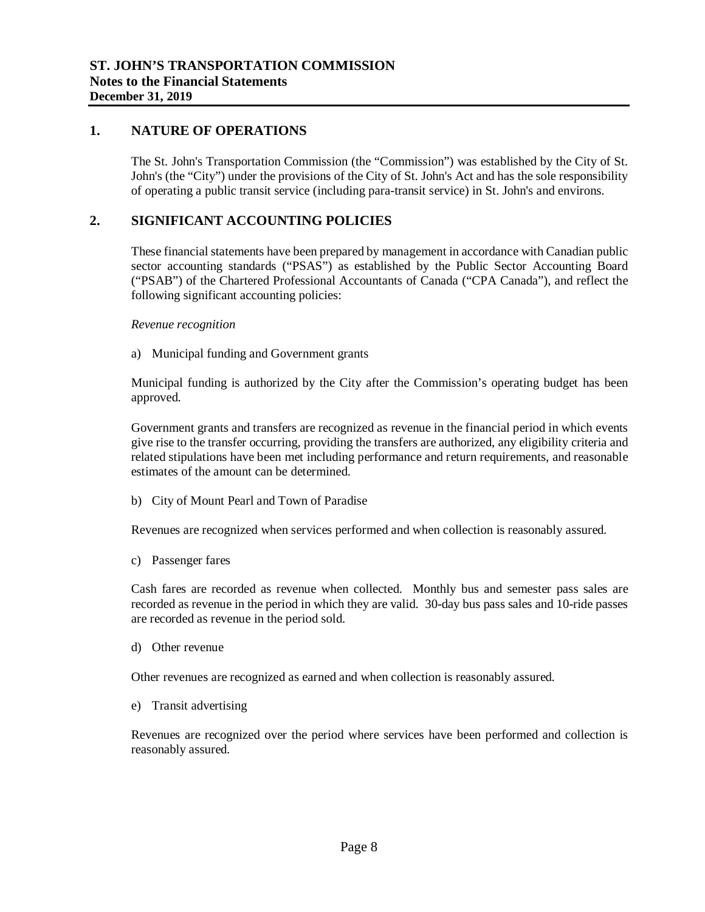**ST. JOHN'S TRANSPORTATION COMMISSION**
**Notes to the Financial Statements**
**December 31, 2019**

## 1. NATURE OF OPERATIONS

The St. John's Transportation Commission (the "Commission") was established by the City of St. John's (the "City") under the provisions of the City of St. John's Act and has the sole responsibility of operating a public transit service (including para-transit service) in St. John's and environs.

## 2. SIGNIFICANT ACCOUNTING POLICIES

These financial statements have been prepared by management in accordance with Canadian public sector accounting standards ("PSAS") as established by the Public Sector Accounting Board ("PSAB") of the Chartered Professional Accountants of Canada ("CPA Canada"), and reflect the following significant accounting policies:

*Revenue recognition*

a) Municipal funding and Government grants

Municipal funding is authorized by the City after the Commission's operating budget has been approved.

Government grants and transfers are recognized as revenue in the financial period in which events give rise to the transfer occurring, providing the transfers are authorized, any eligibility criteria and related stipulations have been met including performance and return requirements, and reasonable estimates of the amount can be determined.

b) City of Mount Pearl and Town of Paradise

Revenues are recognized when services performed and when collection is reasonably assured.

c) Passenger fares

Cash fares are recorded as revenue when collected. Monthly bus and semester pass sales are recorded as revenue in the period in which they are valid. 30-day bus pass sales and 10-ride passes are recorded as revenue in the period sold.

d) Other revenue

Other revenues are recognized as earned and when collection is reasonably assured.

e) Transit advertising

Revenues are recognized over the period where services have been performed and collection is reasonably assured.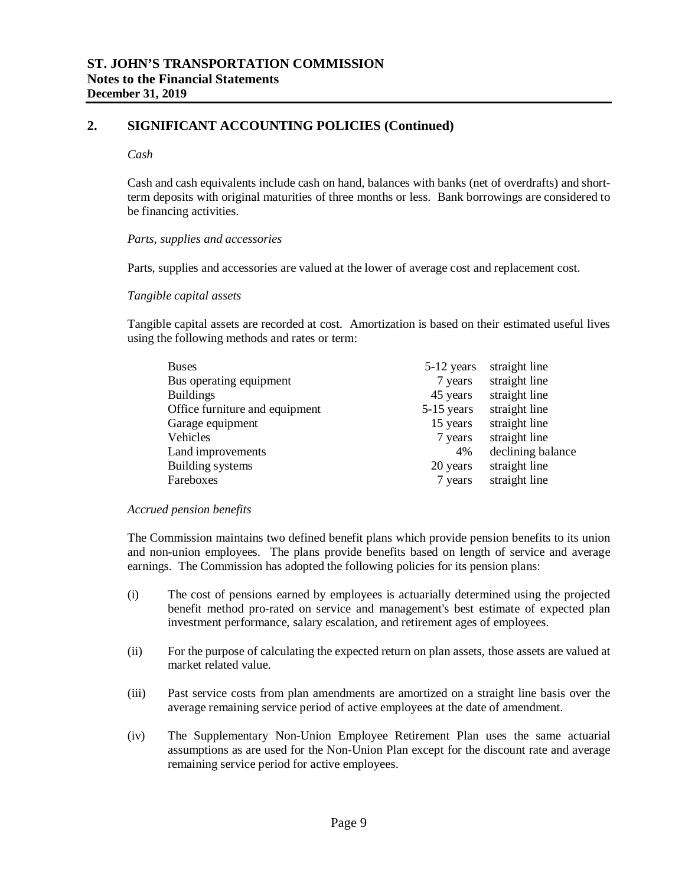## 2. SIGNIFICANT ACCOUNTING POLICIES (Continued)

*Cash*

Cash and cash equivalents include cash on hand, balances with banks (net of overdrafts) and short-term deposits with original maturities of three months or less. Bank borrowings are considered to be financing activities.

*Parts, supplies and accessories*

Parts, supplies and accessories are valued at the lower of average cost and replacement cost.

*Tangible capital assets*

Tangible capital assets are recorded at cost. Amortization is based on their estimated useful lives using the following methods and rates or term:

| | | |
|---|---|---|
| Buses | 5-12 years | straight line |
| Bus operating equipment | 7 years | straight line |
| Buildings | 45 years | straight line |
| Office furniture and equipment | 5-15 years | straight line |
| Garage equipment | 15 years | straight line |
| Vehicles | 7 years | straight line |
| Land improvements | 4% | declining balance |
| Building systems | 20 years | straight line |
| Fareboxes | 7 years | straight line |

*Accrued pension benefits*

The Commission maintains two defined benefit plans which provide pension benefits to its union and non-union employees. The plans provide benefits based on length of service and average earnings. The Commission has adopted the following policies for its pension plans:

(i) The cost of pensions earned by employees is actuarially determined using the projected benefit method pro-rated on service and management's best estimate of expected plan investment performance, salary escalation, and retirement ages of employees.

(ii) For the purpose of calculating the expected return on plan assets, those assets are valued at market related value.

(iii) Past service costs from plan amendments are amortized on a straight line basis over the average remaining service period of active employees at the date of amendment.

(iv) The Supplementary Non-Union Employee Retirement Plan uses the same actuarial assumptions as are used for the Non-Union Plan except for the discount rate and average remaining service period for active employees.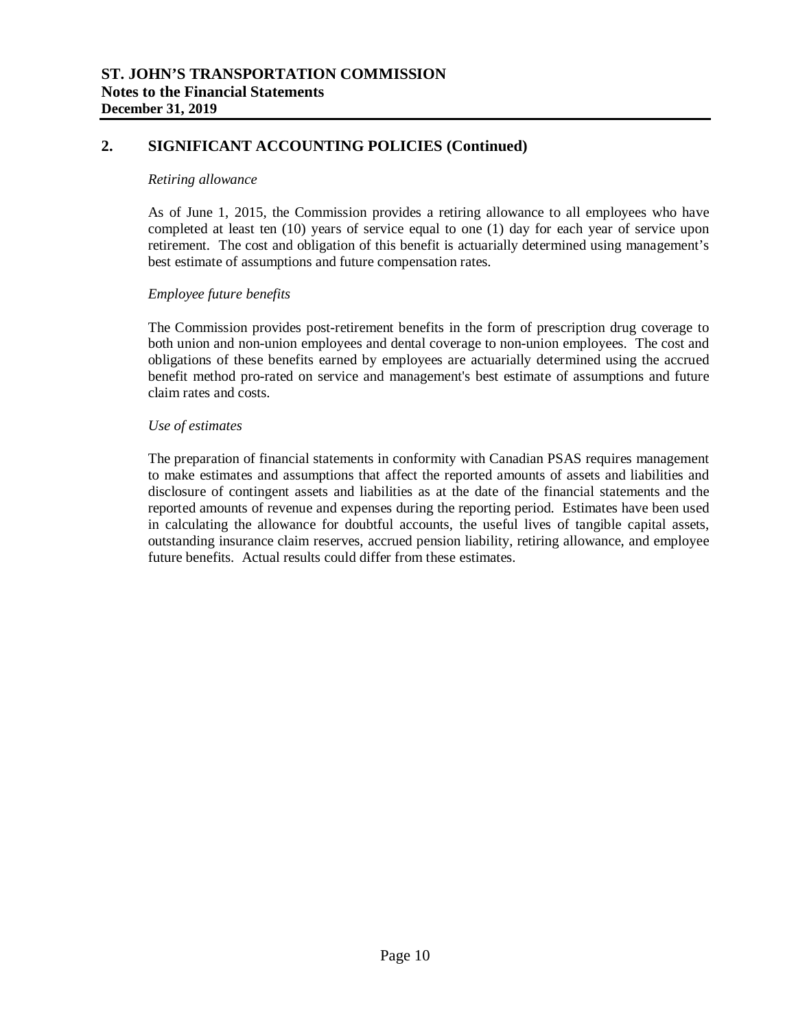## 2. SIGNIFICANT ACCOUNTING POLICIES (Continued)

*Retiring allowance*

As of June 1, 2015, the Commission provides a retiring allowance to all employees who have completed at least ten (10) years of service equal to one (1) day for each year of service upon retirement. The cost and obligation of this benefit is actuarially determined using management's best estimate of assumptions and future compensation rates.

*Employee future benefits*

The Commission provides post-retirement benefits in the form of prescription drug coverage to both union and non-union employees and dental coverage to non-union employees. The cost and obligations of these benefits earned by employees are actuarially determined using the accrued benefit method pro-rated on service and management's best estimate of assumptions and future claim rates and costs.

*Use of estimates*

The preparation of financial statements in conformity with Canadian PSAS requires management to make estimates and assumptions that affect the reported amounts of assets and liabilities and disclosure of contingent assets and liabilities as at the date of the financial statements and the reported amounts of revenue and expenses during the reporting period. Estimates have been used in calculating the allowance for doubtful accounts, the useful lives of tangible capital assets, outstanding insurance claim reserves, accrued pension liability, retiring allowance, and employee future benefits. Actual results could differ from these estimates.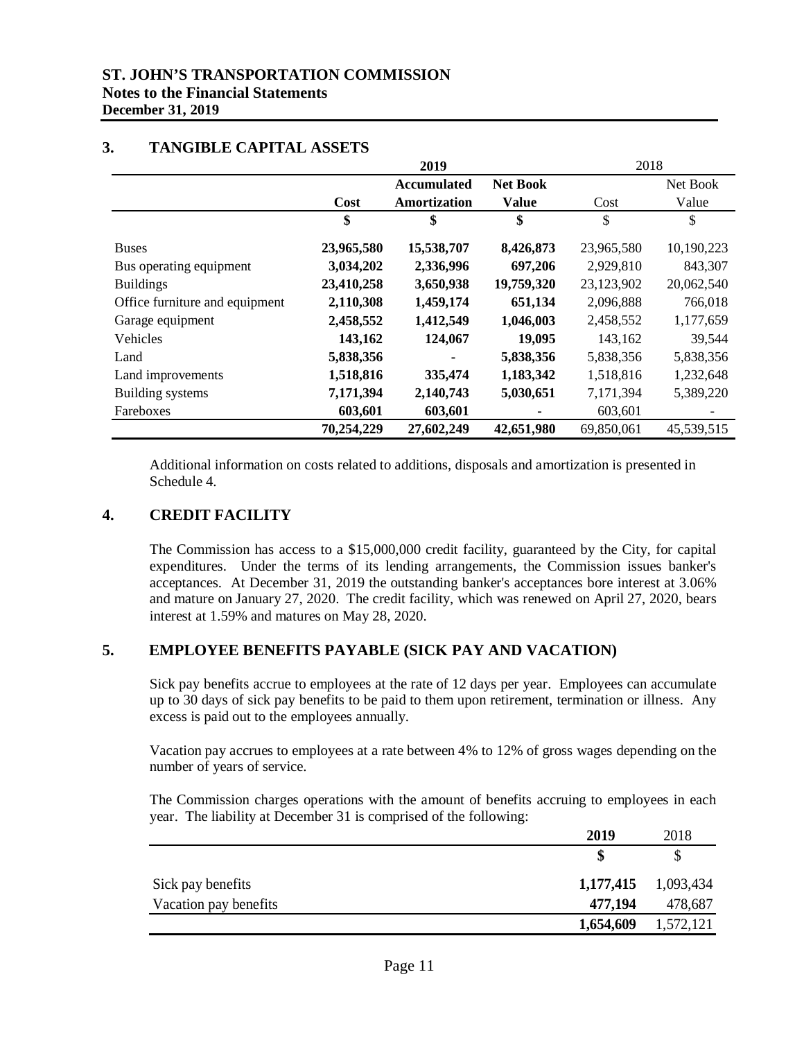**ST. JOHN'S TRANSPORTATION COMMISSION**
**Notes to the Financial Statements**
**December 31, 2019**

## 3. TANGIBLE CAPITAL ASSETS

| | 2019 | | | 2018 | |
|---|---|---|---|---|---|
| | | **Accumulated** | **Net Book** | | Net Book |
| | **Cost** | **Amortization** | **Value** | Cost | Value |
| | **$** | **$** | **$** | $ | $ |
| Buses | **23,965,580** | **15,538,707** | **8,426,873** | 23,965,580 | 10,190,223 |
| Bus operating equipment | **3,034,202** | **2,336,996** | **697,206** | 2,929,810 | 843,307 |
| Buildings | **23,410,258** | **3,650,938** | **19,759,320** | 23,123,902 | 20,062,540 |
| Office furniture and equipment | **2,110,308** | **1,459,174** | **651,134** | 2,096,888 | 766,018 |
| Garage equipment | **2,458,552** | **1,412,549** | **1,046,003** | 2,458,552 | 1,177,659 |
| Vehicles | **143,162** | **124,067** | **19,095** | 143,162 | 39,544 |
| Land | **5,838,356** | **-** | **5,838,356** | 5,838,356 | 5,838,356 |
| Land improvements | **1,518,816** | **335,474** | **1,183,342** | 1,518,816 | 1,232,648 |
| Building systems | **7,171,394** | **2,140,743** | **5,030,651** | 7,171,394 | 5,389,220 |
| Fareboxes | **603,601** | **603,601** | **-** | 603,601 | - |
| | **70,254,229** | **27,602,249** | **42,651,980** | 69,850,061 | 45,539,515 |

Additional information on costs related to additions, disposals and amortization is presented in Schedule 4.

## 4. CREDIT FACILITY

The Commission has access to a $15,000,000 credit facility, guaranteed by the City, for capital expenditures. Under the terms of its lending arrangements, the Commission issues banker's acceptances. At December 31, 2019 the outstanding banker's acceptances bore interest at 3.06% and mature on January 27, 2020. The credit facility, which was renewed on April 27, 2020, bears interest at 1.59% and matures on May 28, 2020.

## 5. EMPLOYEE BENEFITS PAYABLE (SICK PAY AND VACATION)

Sick pay benefits accrue to employees at the rate of 12 days per year. Employees can accumulate up to 30 days of sick pay benefits to be paid to them upon retirement, termination or illness. Any excess is paid out to the employees annually.

Vacation pay accrues to employees at a rate between 4% to 12% of gross wages depending on the number of years of service.

The Commission charges operations with the amount of benefits accruing to employees in each year. The liability at December 31 is comprised of the following:

| | **2019** | 2018 |
|---|---|---|
| | **$** | $ |
| Sick pay benefits | **1,177,415** | 1,093,434 |
| Vacation pay benefits | **477,194** | 478,687 |
| | **1,654,609** | 1,572,121 |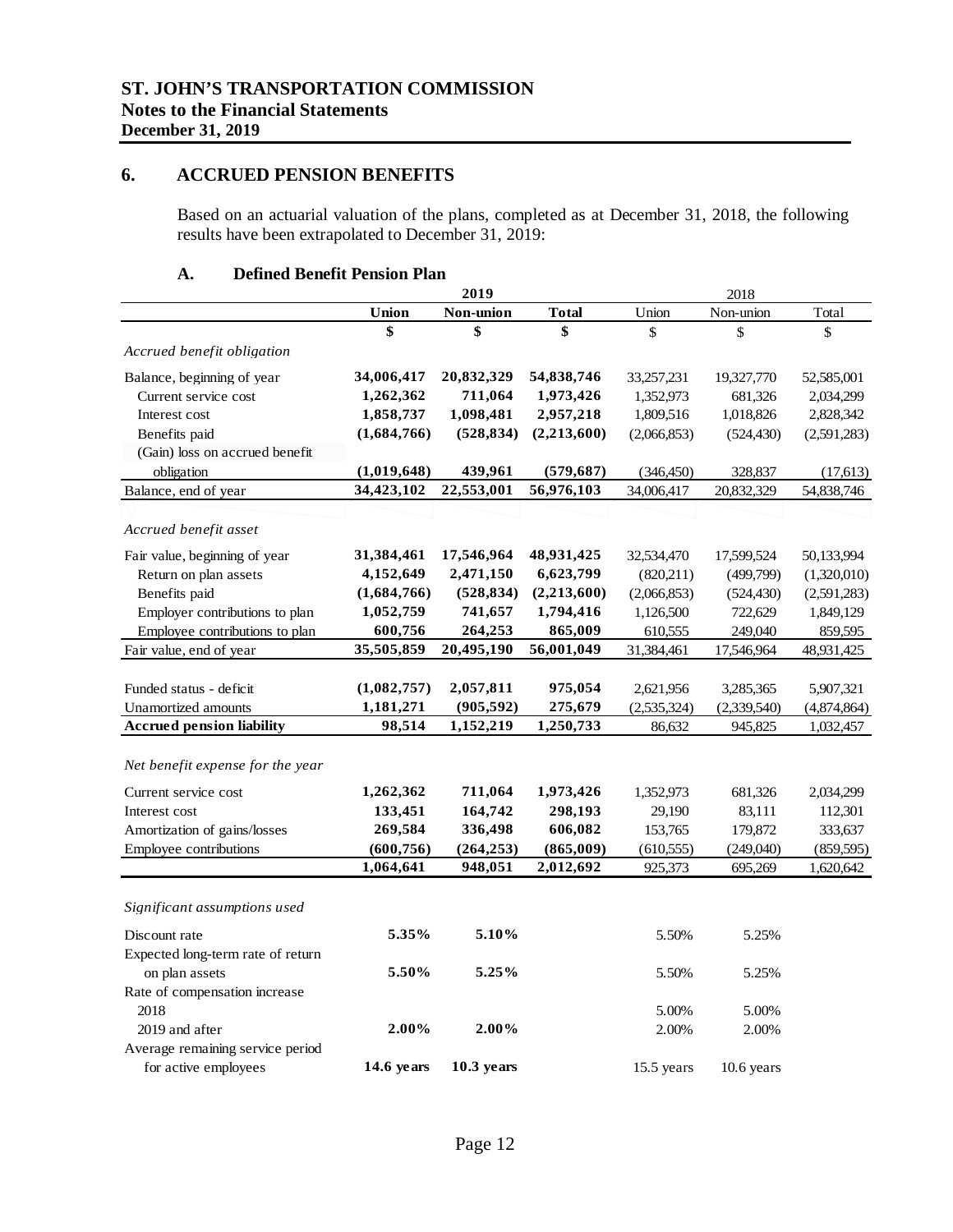**ST. JOHN'S TRANSPORTATION COMMISSION**
**Notes to the Financial Statements**
**December 31, 2019**

## 6. ACCRUED PENSION BENEFITS

Based on an actuarial valuation of the plans, completed as at December 31, 2018, the following results have been extrapolated to December 31, 2019:

### A. Defined Benefit Pension Plan

| | **2019** | | | 2018 | | |
|---|---|---|---|---|---|---|
| | **Union** | **Non-union** | **Total** | Union | Non-union | Total |
| | **$** | **$** | **$** | $ | $ | $ |
| *Accrued benefit obligation* | | | | | | |
| Balance, beginning of year | **34,006,417** | **20,832,329** | **54,838,746** | 33,257,231 | 19,327,770 | 52,585,001 |
| Current service cost | **1,262,362** | **711,064** | **1,973,426** | 1,352,973 | 681,326 | 2,034,299 |
| Interest cost | **1,858,737** | **1,098,481** | **2,957,218** | 1,809,516 | 1,018,826 | 2,828,342 |
| Benefits paid | **(1,684,766)** | **(528,834)** | **(2,213,600)** | (2,066,853) | (524,430) | (2,591,283) |
| (Gain) loss on accrued benefit obligation | **(1,019,648)** | **439,961** | **(579,687)** | (346,450) | 328,837 | (17,613) |
| Balance, end of year | **34,423,102** | **22,553,001** | **56,976,103** | 34,006,417 | 20,832,329 | 54,838,746 |
| *Accrued benefit asset* | | | | | | |
| Fair value, beginning of year | **31,384,461** | **17,546,964** | **48,931,425** | 32,534,470 | 17,599,524 | 50,133,994 |
| Return on plan assets | **4,152,649** | **2,471,150** | **6,623,799** | (820,211) | (499,799) | (1,320,010) |
| Benefits paid | **(1,684,766)** | **(528,834)** | **(2,213,600)** | (2,066,853) | (524,430) | (2,591,283) |
| Employer contributions to plan | **1,052,759** | **741,657** | **1,794,416** | 1,126,500 | 722,629 | 1,849,129 |
| Employee contributions to plan | **600,756** | **264,253** | **865,009** | 610,555 | 249,040 | 859,595 |
| Fair value, end of year | **35,505,859** | **20,495,190** | **56,001,049** | 31,384,461 | 17,546,964 | 48,931,425 |
| Funded status - deficit | **(1,082,757)** | **2,057,811** | **975,054** | 2,621,956 | 3,285,365 | 5,907,321 |
| Unamortized amounts | **1,181,271** | **(905,592)** | **275,679** | (2,535,324) | (2,339,540) | (4,874,864) |
| **Accrued pension liability** | **98,514** | **1,152,219** | **1,250,733** | 86,632 | 945,825 | 1,032,457 |
| *Net benefit expense for the year* | | | | | | |
| Current service cost | **1,262,362** | **711,064** | **1,973,426** | 1,352,973 | 681,326 | 2,034,299 |
| Interest cost | **133,451** | **164,742** | **298,193** | 29,190 | 83,111 | 112,301 |
| Amortization of gains/losses | **269,584** | **336,498** | **606,082** | 153,765 | 179,872 | 333,637 |
| Employee contributions | **(600,756)** | **(264,253)** | **(865,009)** | (610,555) | (249,040) | (859,595) |
| | **1,064,641** | **948,051** | **2,012,692** | 925,373 | 695,269 | 1,620,642 |
| *Significant assumptions used* | | | | | | |
| Discount rate | **5.35%** | **5.10%** | | 5.50% | 5.25% | |
| Expected long-term rate of return on plan assets | **5.50%** | **5.25%** | | 5.50% | 5.25% | |
| Rate of compensation increase | | | | | | |
| 2018 | | | | 5.00% | 5.00% | |
| 2019 and after | **2.00%** | **2.00%** | | 2.00% | 2.00% | |
| Average remaining service period for active employees | **14.6 years** | **10.3 years** | | 15.5 years | 10.6 years | |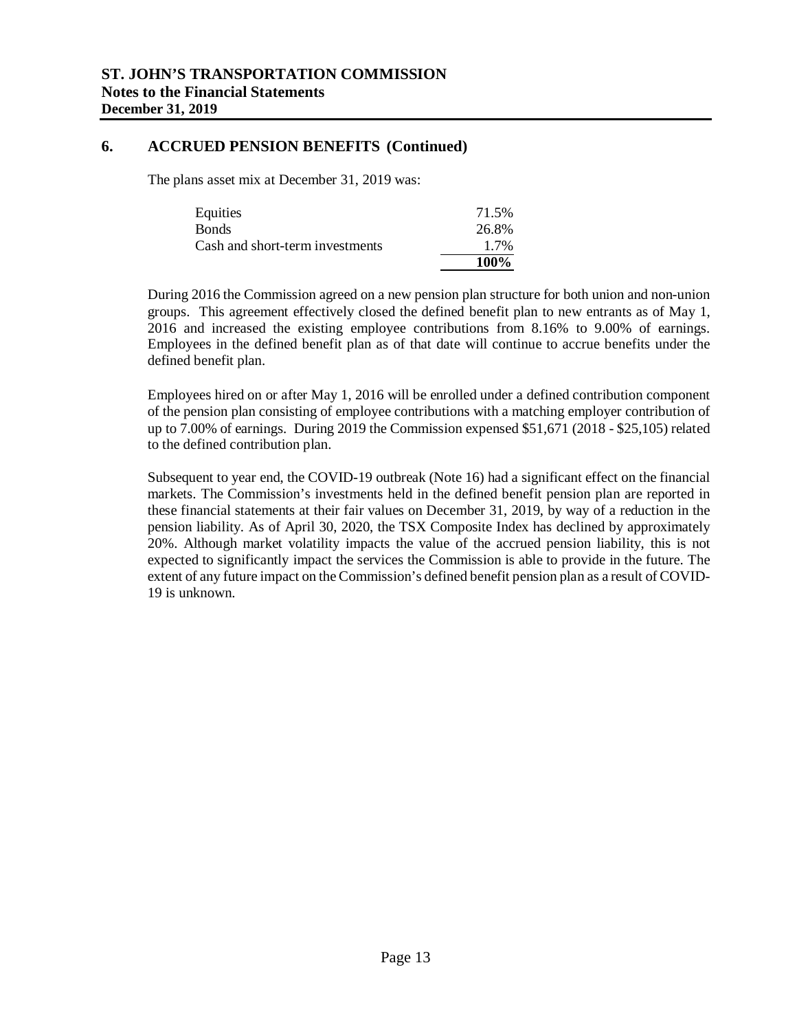## 6. ACCRUED PENSION BENEFITS (Continued)

The plans asset mix at December 31, 2019 was:

| | |
|---|---|
| Equities | 71.5% |
| Bonds | 26.8% |
| Cash and short-term investments | 1.7% |
| | **100%** |

During 2016 the Commission agreed on a new pension plan structure for both union and non-union groups. This agreement effectively closed the defined benefit plan to new entrants as of May 1, 2016 and increased the existing employee contributions from 8.16% to 9.00% of earnings. Employees in the defined benefit plan as of that date will continue to accrue benefits under the defined benefit plan.

Employees hired on or after May 1, 2016 will be enrolled under a defined contribution component of the pension plan consisting of employee contributions with a matching employer contribution of up to 7.00% of earnings. During 2019 the Commission expensed $51,671 (2018 - $25,105) related to the defined contribution plan.

Subsequent to year end, the COVID-19 outbreak (Note 16) had a significant effect on the financial markets. The Commission's investments held in the defined benefit pension plan are reported in these financial statements at their fair values on December 31, 2019, by way of a reduction in the pension liability. As of April 30, 2020, the TSX Composite Index has declined by approximately 20%. Although market volatility impacts the value of the accrued pension liability, this is not expected to significantly impact the services the Commission is able to provide in the future. The extent of any future impact on the Commission's defined benefit pension plan as a result of COVID-19 is unknown.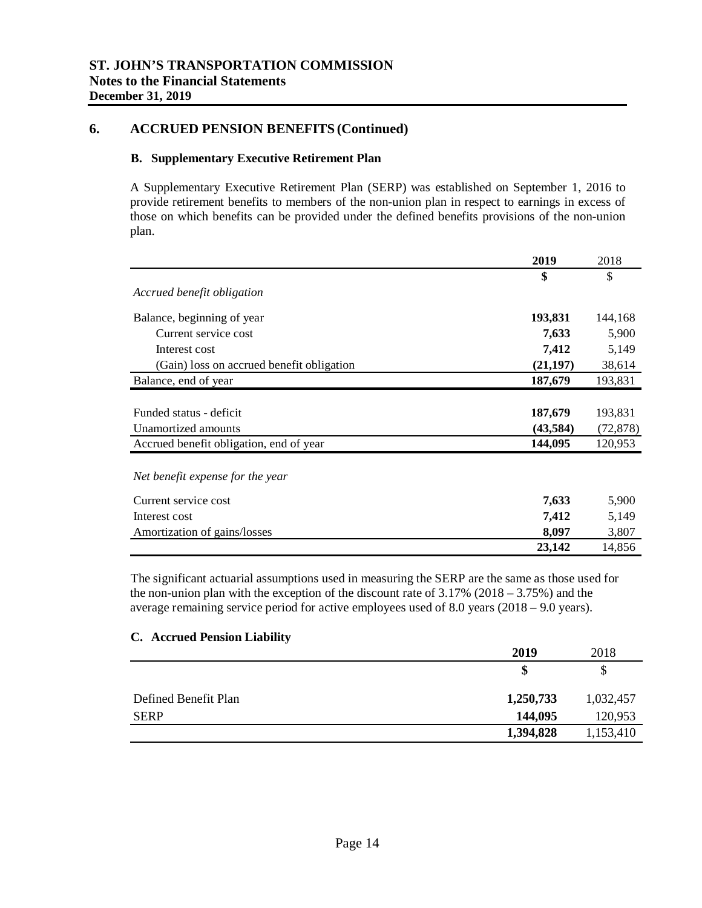## 6. ACCRUED PENSION BENEFITS (Continued)

### B. Supplementary Executive Retirement Plan

A Supplementary Executive Retirement Plan (SERP) was established on September 1, 2016 to provide retirement benefits to members of the non-union plan in respect to earnings in excess of those on which benefits can be provided under the defined benefits provisions of the non-union plan.

| | **2019** | 2018 |
|---|---|---|
| | **$** | $ |
| *Accrued benefit obligation* | | |
| Balance, beginning of year | **193,831** | 144,168 |
| Current service cost | **7,633** | 5,900 |
| Interest cost | **7,412** | 5,149 |
| (Gain) loss on accrued benefit obligation | **(21,197)** | 38,614 |
| Balance, end of year | **187,679** | 193,831 |
| | | |
| Funded status - deficit | **187,679** | 193,831 |
| Unamortized amounts | **(43,584)** | (72,878) |
| Accrued benefit obligation, end of year | **144,095** | 120,953 |
| | | |
| *Net benefit expense for the year* | | |
| Current service cost | **7,633** | 5,900 |
| Interest cost | **7,412** | 5,149 |
| Amortization of gains/losses | **8,097** | 3,807 |
| | **23,142** | 14,856 |

The significant actuarial assumptions used in measuring the SERP are the same as those used for the non-union plan with the exception of the discount rate of 3.17% (2018 – 3.75%) and the average remaining service period for active employees used of 8.0 years (2018 – 9.0 years).

### C. Accrued Pension Liability

| | **2019** | 2018 |
|---|---|---|
| | **$** | $ |
| Defined Benefit Plan | **1,250,733** | 1,032,457 |
| SERP | **144,095** | 120,953 |
| | **1,394,828** | 1,153,410 |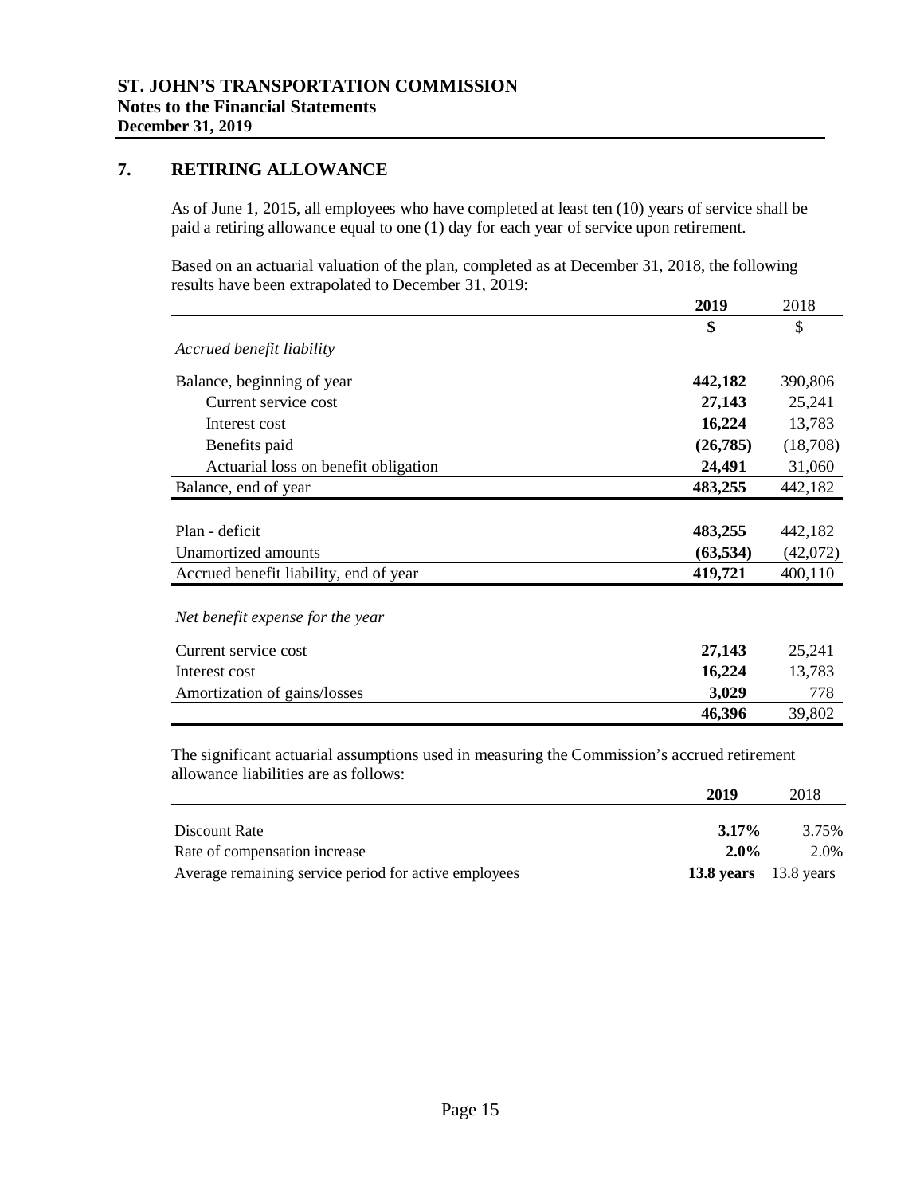## 7. RETIRING ALLOWANCE

As of June 1, 2015, all employees who have completed at least ten (10) years of service shall be paid a retiring allowance equal to one (1) day for each year of service upon retirement.

Based on an actuarial valuation of the plan, completed as at December 31, 2018, the following results have been extrapolated to December 31, 2019:

| | **2019** | 2018 |
|---|---|---|
| | **$** | $ |
| *Accrued benefit liability* | | |
| Balance, beginning of year | **442,182** | 390,806 |
| Current service cost | **27,143** | 25,241 |
| Interest cost | **16,224** | 13,783 |
| Benefits paid | **(26,785)** | (18,708) |
| Actuarial loss on benefit obligation | **24,491** | 31,060 |
| Balance, end of year | **483,255** | 442,182 |
| | | |
| Plan - deficit | **483,255** | 442,182 |
| Unamortized amounts | **(63,534)** | (42,072) |
| Accrued benefit liability, end of year | **419,721** | 400,110 |
| | | |
| *Net benefit expense for the year* | | |
| Current service cost | **27,143** | 25,241 |
| Interest cost | **16,224** | 13,783 |
| Amortization of gains/losses | **3,029** | 778 |
| | **46,396** | 39,802 |

The significant actuarial assumptions used in measuring the Commission's accrued retirement allowance liabilities are as follows:

| | **2019** | 2018 |
|---|---|---|
| Discount Rate | **3.17%** | 3.75% |
| Rate of compensation increase | **2.0%** | 2.0% |
| Average remaining service period for active employees | **13.8 years** | 13.8 years |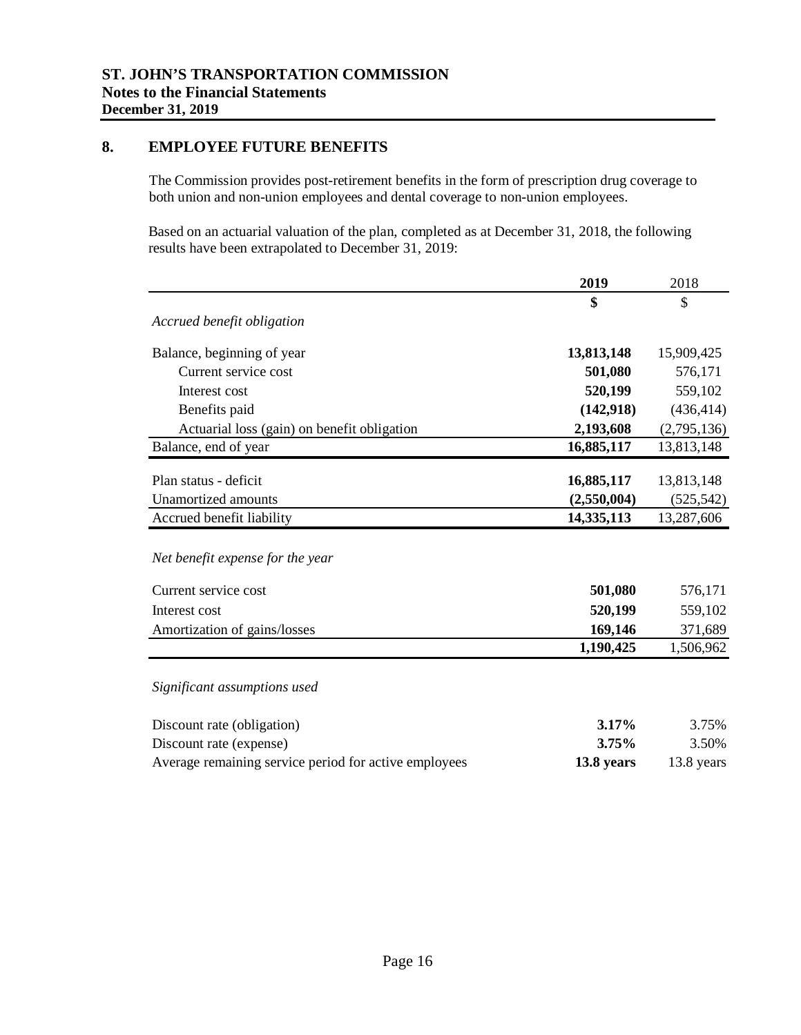**ST. JOHN'S TRANSPORTATION COMMISSION**
**Notes to the Financial Statements**
**December 31, 2019**

## 8. EMPLOYEE FUTURE BENEFITS

The Commission provides post-retirement benefits in the form of prescription drug coverage to both union and non-union employees and dental coverage to non-union employees.

Based on an actuarial valuation of the plan, completed as at December 31, 2018, the following results have been extrapolated to December 31, 2019:

| | **2019** | 2018 |
|---|---|---|
| | **$** | $ |
| *Accrued benefit obligation* | | |
| Balance, beginning of year | **13,813,148** | 15,909,425 |
| Current service cost | **501,080** | 576,171 |
| Interest cost | **520,199** | 559,102 |
| Benefits paid | **(142,918)** | (436,414) |
| Actuarial loss (gain) on benefit obligation | **2,193,608** | (2,795,136) |
| Balance, end of year | **16,885,117** | 13,813,148 |
| Plan status - deficit | **16,885,117** | 13,813,148 |
| Unamortized amounts | **(2,550,004)** | (525,542) |
| Accrued benefit liability | **14,335,113** | 13,287,606 |
| *Net benefit expense for the year* | | |
| Current service cost | **501,080** | 576,171 |
| Interest cost | **520,199** | 559,102 |
| Amortization of gains/losses | **169,146** | 371,689 |
| | **1,190,425** | 1,506,962 |
| *Significant assumptions used* | | |
| Discount rate (obligation) | **3.17%** | 3.75% |
| Discount rate (expense) | **3.75%** | 3.50% |
| Average remaining service period for active employees | **13.8 years** | 13.8 years |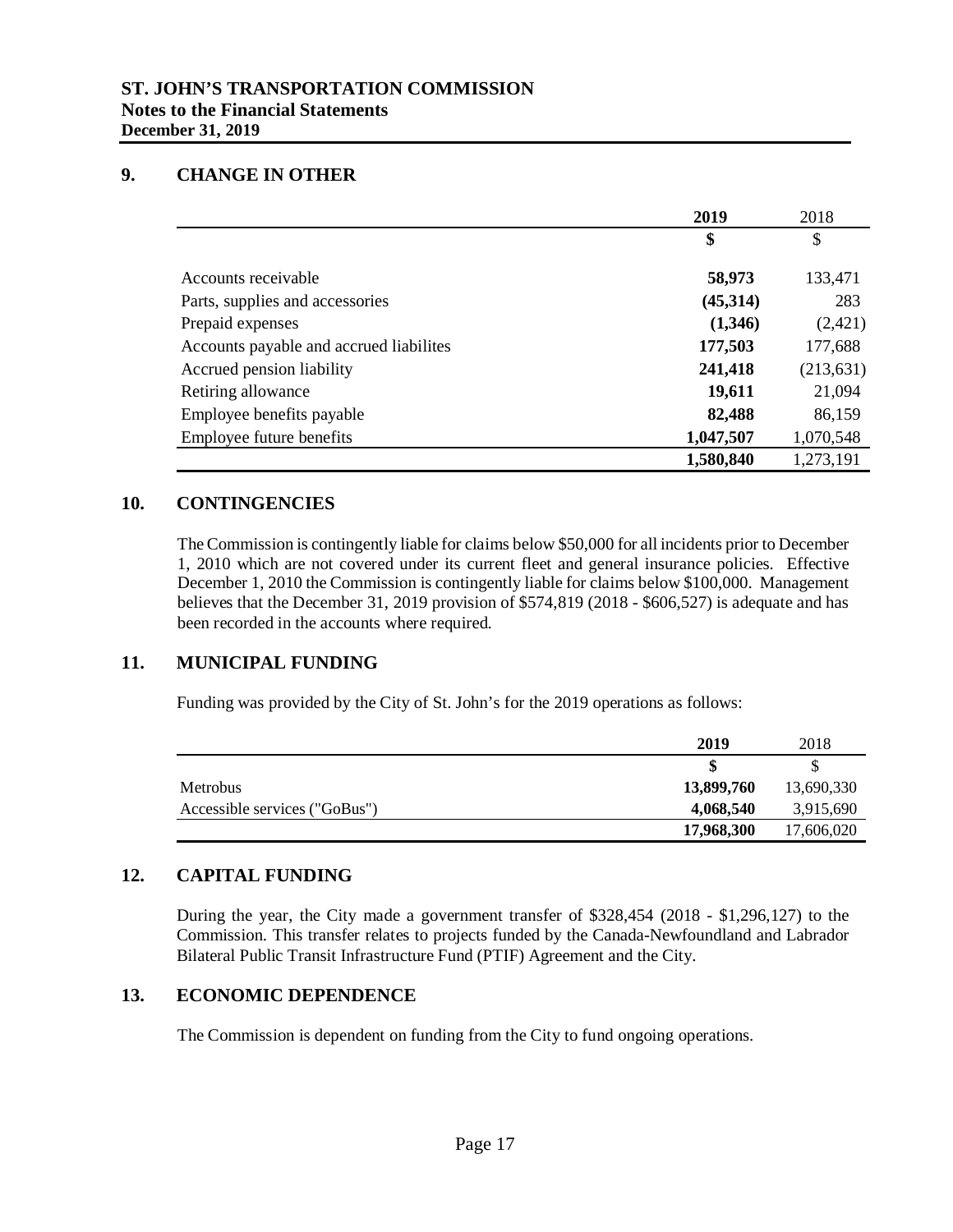## 9. CHANGE IN OTHER

| | 2019 | 2018 |
|---|---|---|
| | **$** | $ |
| Accounts receivable | **58,973** | 133,471 |
| Parts, supplies and accessories | **(45,314)** | 283 |
| Prepaid expenses | **(1,346)** | (2,421) |
| Accounts payable and accrued liabilites | **177,503** | 177,688 |
| Accrued pension liability | **241,418** | (213,631) |
| Retiring allowance | **19,611** | 21,094 |
| Employee benefits payable | **82,488** | 86,159 |
| Employee future benefits | **1,047,507** | 1,070,548 |
| | **1,580,840** | 1,273,191 |

## 10. CONTINGENCIES

The Commission is contingently liable for claims below $50,000 for all incidents prior to December 1, 2010 which are not covered under its current fleet and general insurance policies. Effective December 1, 2010 the Commission is contingently liable for claims below $100,000. Management believes that the December 31, 2019 provision of $574,819 (2018 - $606,527) is adequate and has been recorded in the accounts where required.

## 11. MUNICIPAL FUNDING

Funding was provided by the City of St. John's for the 2019 operations as follows:

| | 2019 | 2018 |
|---|---|---|
| | **$** | $ |
| Metrobus | **13,899,760** | 13,690,330 |
| Accessible services ("GoBus") | **4,068,540** | 3,915,690 |
| | **17,968,300** | 17,606,020 |

## 12. CAPITAL FUNDING

During the year, the City made a government transfer of $328,454 (2018 - $1,296,127) to the Commission. This transfer relates to projects funded by the Canada-Newfoundland and Labrador Bilateral Public Transit Infrastructure Fund (PTIF) Agreement and the City.

## 13. ECONOMIC DEPENDENCE

The Commission is dependent on funding from the City to fund ongoing operations.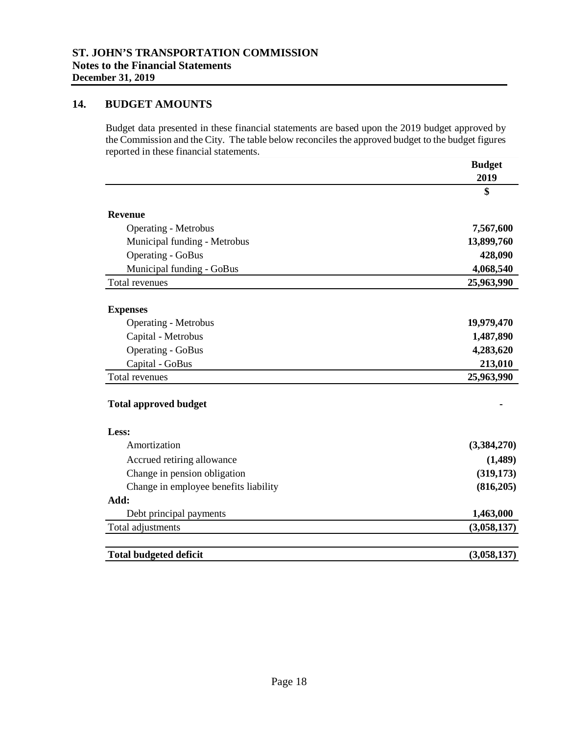## 14. BUDGET AMOUNTS

Budget data presented in these financial statements are based upon the 2019 budget approved by the Commission and the City. The table below reconciles the approved budget to the budget figures reported in these financial statements.

| | Budget 2019 |
|---|---|
| | $ |
| **Revenue** | |
| Operating - Metrobus | **7,567,600** |
| Municipal funding - Metrobus | **13,899,760** |
| Operating - GoBus | **428,090** |
| Municipal funding - GoBus | **4,068,540** |
| Total revenues | **25,963,990** |
| **Expenses** | |
| Operating - Metrobus | **19,979,470** |
| Capital - Metrobus | **1,487,890** |
| Operating - GoBus | **4,283,620** |
| Capital - GoBus | **213,010** |
| Total revenues | **25,963,990** |
| **Total approved budget** | **-** |
| **Less:** | |
| Amortization | **(3,384,270)** |
| Accrued retiring allowance | **(1,489)** |
| Change in pension obligation | **(319,173)** |
| Change in employee benefits liability | **(816,205)** |
| **Add:** | |
| Debt principal payments | **1,463,000** |
| Total adjustments | **(3,058,137)** |
| **Total budgeted deficit** | **(3,058,137)** |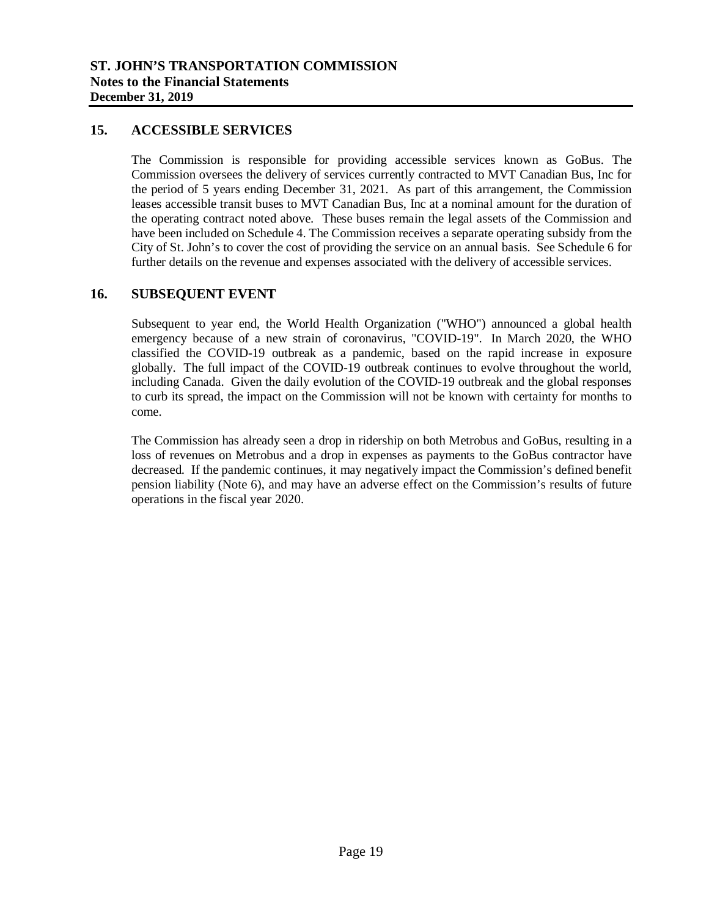## 15. ACCESSIBLE SERVICES

The Commission is responsible for providing accessible services known as GoBus. The Commission oversees the delivery of services currently contracted to MVT Canadian Bus, Inc for the period of 5 years ending December 31, 2021. As part of this arrangement, the Commission leases accessible transit buses to MVT Canadian Bus, Inc at a nominal amount for the duration of the operating contract noted above. These buses remain the legal assets of the Commission and have been included on Schedule 4. The Commission receives a separate operating subsidy from the City of St. John's to cover the cost of providing the service on an annual basis. See Schedule 6 for further details on the revenue and expenses associated with the delivery of accessible services.

## 16. SUBSEQUENT EVENT

Subsequent to year end, the World Health Organization ("WHO") announced a global health emergency because of a new strain of coronavirus, "COVID-19". In March 2020, the WHO classified the COVID-19 outbreak as a pandemic, based on the rapid increase in exposure globally. The full impact of the COVID-19 outbreak continues to evolve throughout the world, including Canada. Given the daily evolution of the COVID-19 outbreak and the global responses to curb its spread, the impact on the Commission will not be known with certainty for months to come.

The Commission has already seen a drop in ridership on both Metrobus and GoBus, resulting in a loss of revenues on Metrobus and a drop in expenses as payments to the GoBus contractor have decreased. If the pandemic continues, it may negatively impact the Commission's defined benefit pension liability (Note 6), and may have an adverse effect on the Commission's results of future operations in the fiscal year 2020.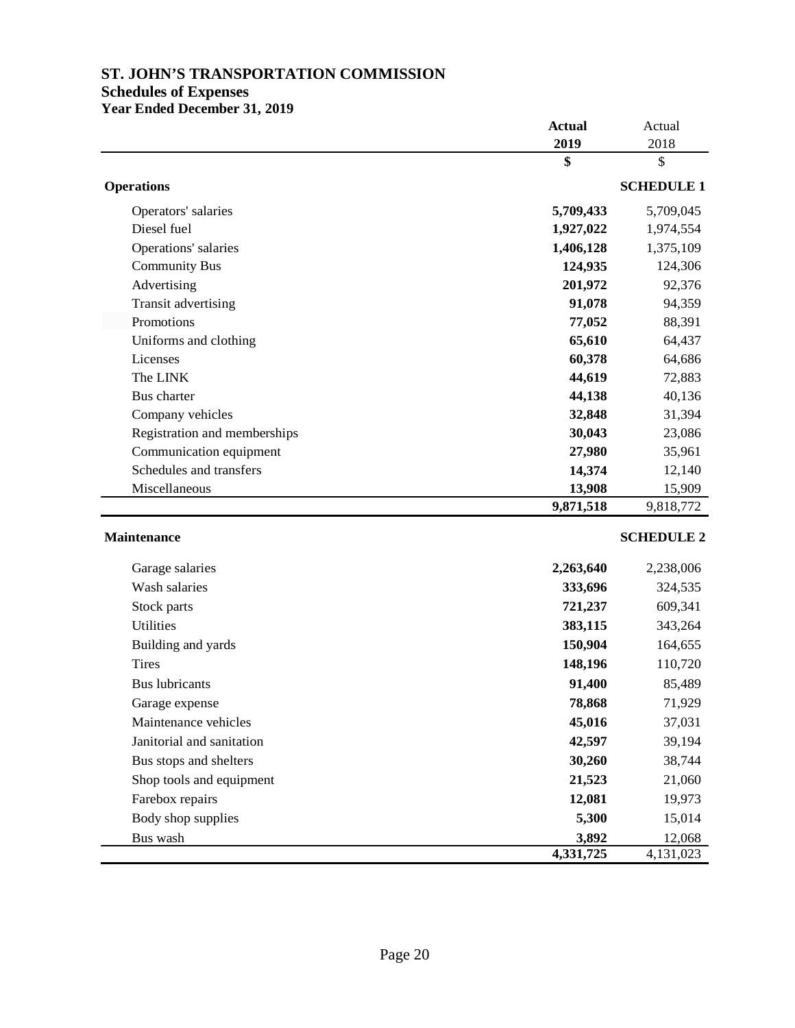# ST. JOHN'S TRANSPORTATION COMMISSION

## Schedules of Expenses

### Year Ended December 31, 2019

| | **Actual 2019** | Actual 2018 |
|---|---|---|
| | **$** | $ |
| **Operations** | | **SCHEDULE 1** |
| Operators' salaries | **5,709,433** | 5,709,045 |
| Diesel fuel | **1,927,022** | 1,974,554 |
| Operations' salaries | **1,406,128** | 1,375,109 |
| Community Bus | **124,935** | 124,306 |
| Advertising | **201,972** | 92,376 |
| Transit advertising | **91,078** | 94,359 |
| Promotions | **77,052** | 88,391 |
| Uniforms and clothing | **65,610** | 64,437 |
| Licenses | **60,378** | 64,686 |
| The LINK | **44,619** | 72,883 |
| Bus charter | **44,138** | 40,136 |
| Company vehicles | **32,848** | 31,394 |
| Registration and memberships | **30,043** | 23,086 |
| Communication equipment | **27,980** | 35,961 |
| Schedules and transfers | **14,374** | 12,140 |
| Miscellaneous | **13,908** | 15,909 |
| | **9,871,518** | 9,818,772 |
| **Maintenance** | | **SCHEDULE 2** |
| Garage salaries | **2,263,640** | 2,238,006 |
| Wash salaries | **333,696** | 324,535 |
| Stock parts | **721,237** | 609,341 |
| Utilities | **383,115** | 343,264 |
| Building and yards | **150,904** | 164,655 |
| Tires | **148,196** | 110,720 |
| Bus lubricants | **91,400** | 85,489 |
| Garage expense | **78,868** | 71,929 |
| Maintenance vehicles | **45,016** | 37,031 |
| Janitorial and sanitation | **42,597** | 39,194 |
| Bus stops and shelters | **30,260** | 38,744 |
| Shop tools and equipment | **21,523** | 21,060 |
| Farebox repairs | **12,081** | 19,973 |
| Body shop supplies | **5,300** | 15,014 |
| Bus wash | **3,892** | 12,068 |
| | **4,331,725** | 4,131,023 |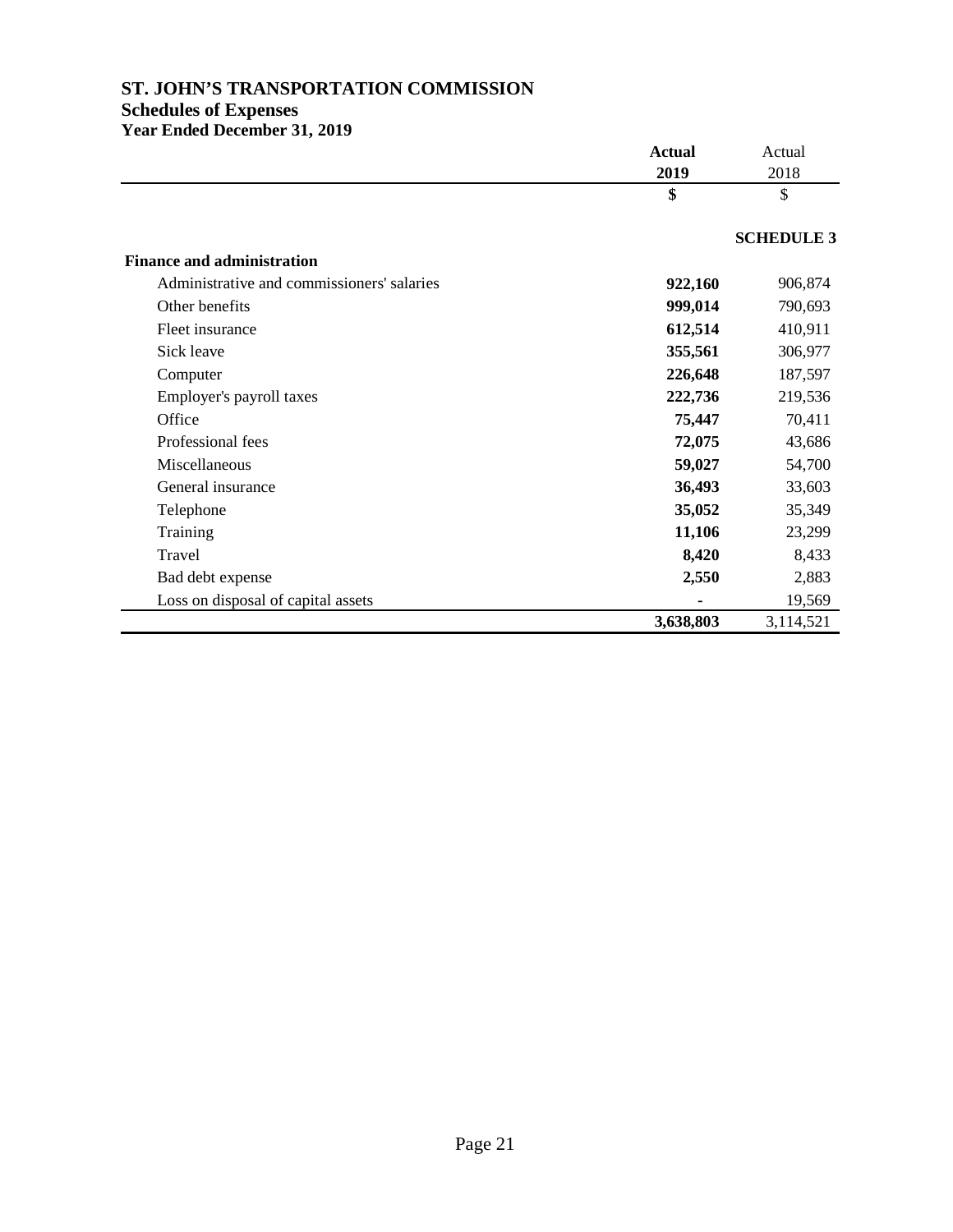# ST. JOHN'S TRANSPORTATION COMMISSION

## Schedules of Expenses

### Year Ended December 31, 2019

| | **Actual 2019** | Actual 2018 |
|---|---|---|
| | **$** | $ |
| | | **SCHEDULE 3** |
| **Finance and administration** | | |
| Administrative and commissioners' salaries | **922,160** | 906,874 |
| Other benefits | **999,014** | 790,693 |
| Fleet insurance | **612,514** | 410,911 |
| Sick leave | **355,561** | 306,977 |
| Computer | **226,648** | 187,597 |
| Employer's payroll taxes | **222,736** | 219,536 |
| Office | **75,447** | 70,411 |
| Professional fees | **72,075** | 43,686 |
| Miscellaneous | **59,027** | 54,700 |
| General insurance | **36,493** | 33,603 |
| Telephone | **35,052** | 35,349 |
| Training | **11,106** | 23,299 |
| Travel | **8,420** | 8,433 |
| Bad debt expense | **2,550** | 2,883 |
| Loss on disposal of capital assets | **-** | 19,569 |
| | **3,638,803** | 3,114,521 |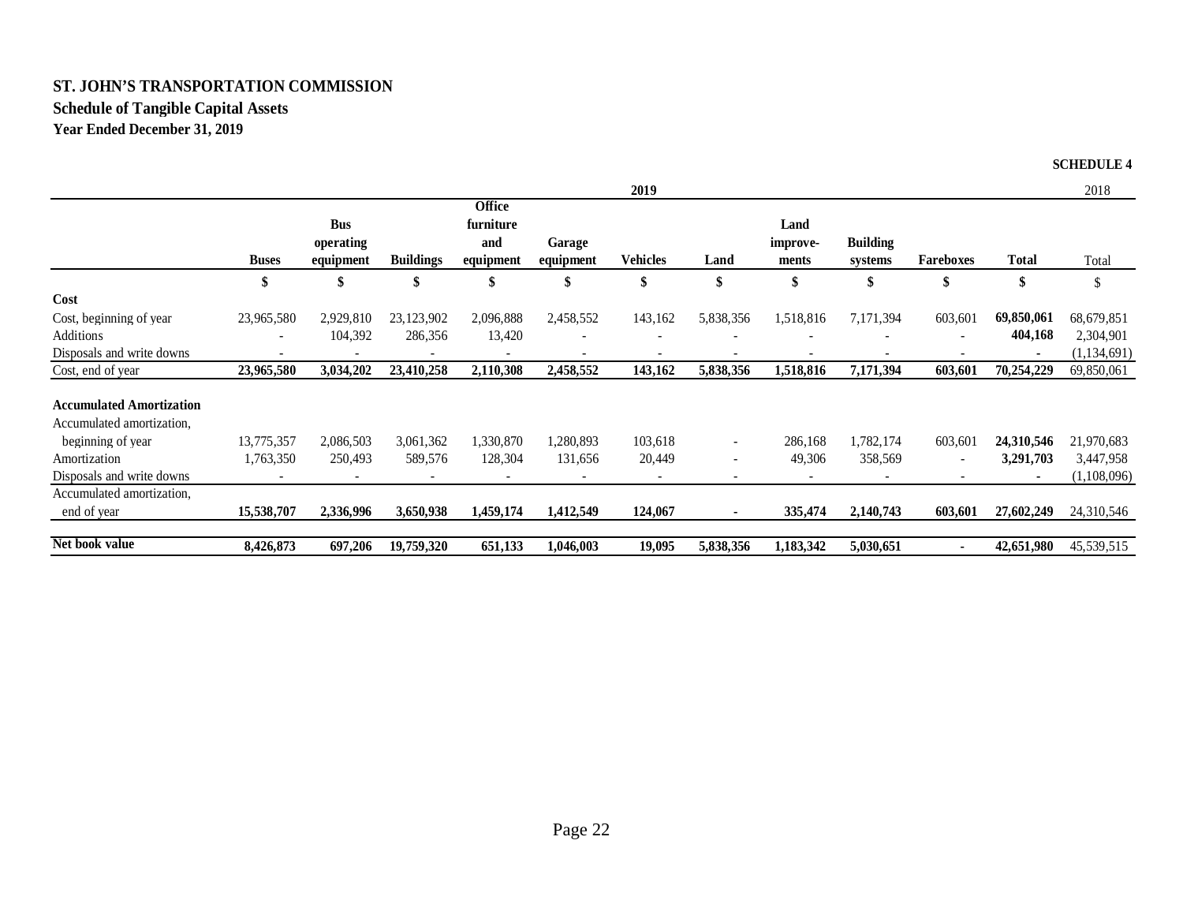**ST. JOHN'S TRANSPORTATION COMMISSION**

**Schedule of Tangible Capital Assets**

**Year Ended December 31, 2019**

**SCHEDULE 4**

| | 2019 | | | | | | | | | | | 2018 |
|---|---|---|---|---|---|---|---|---|---|---|---|---|
| | **Buses** | **Bus operating equipment** | **Buildings** | **Office furniture and equipment** | **Garage equipment** | **Vehicles** | **Land** | **Land improve-ments** | **Building systems** | **Fareboxes** | **Total** | Total |
| | **$** | **$** | **$** | **$** | **$** | **$** | **$** | **$** | **$** | **$** | **$** | $ |
| **Cost** | | | | | | | | | | | | |
| Cost, beginning of year | 23,965,580 | 2,929,810 | 23,123,902 | 2,096,888 | 2,458,552 | 143,162 | 5,838,356 | 1,518,816 | 7,171,394 | 603,601 | **69,850,061** | 68,679,851 |
| Additions | - | 104,392 | 286,356 | 13,420 | - | - | - | - | - | - | **404,168** | 2,304,901 |
| Disposals and write downs | - | - | - | - | - | - | - | - | - | - | **-** | (1,134,691) |
| Cost, end of year | **23,965,580** | **3,034,202** | **23,410,258** | **2,110,308** | **2,458,552** | **143,162** | **5,838,356** | **1,518,816** | **7,171,394** | **603,601** | **70,254,229** | 69,850,061 |
| **Accumulated Amortization** | | | | | | | | | | | | |
| Accumulated amortization, beginning of year | 13,775,357 | 2,086,503 | 3,061,362 | 1,330,870 | 1,280,893 | 103,618 | - | 286,168 | 1,782,174 | 603,601 | **24,310,546** | 21,970,683 |
| Amortization | 1,763,350 | 250,493 | 589,576 | 128,304 | 131,656 | 20,449 | - | 49,306 | 358,569 | - | **3,291,703** | 3,447,958 |
| Disposals and write downs | - | - | - | - | - | - | - | - | - | - | **-** | (1,108,096) |
| Accumulated amortization, end of year | **15,538,707** | **2,336,996** | **3,650,938** | **1,459,174** | **1,412,549** | **124,067** | **-** | **335,474** | **2,140,743** | **603,601** | **27,602,249** | 24,310,546 |
| **Net book value** | **8,426,873** | **697,206** | **19,759,320** | **651,133** | **1,046,003** | **19,095** | **5,838,356** | **1,183,342** | **5,030,651** | **-** | **42,651,980** | 45,539,515 |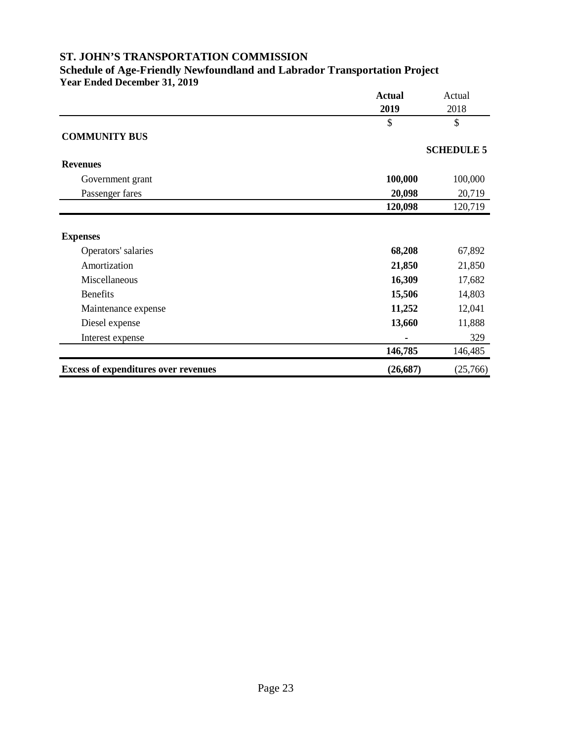# ST. JOHN'S TRANSPORTATION COMMISSION

## Schedule of Age-Friendly Newfoundland and Labrador Transportation Project

### Year Ended December 31, 2019

**SCHEDULE 5**

| | **Actual 2019** | Actual 2018 |
|---|---|---|
| | $ | $ |
| **COMMUNITY BUS** | | |
| **Revenues** | | |
| Government grant | **100,000** | 100,000 |
| Passenger fares | **20,098** | 20,719 |
| | **120,098** | 120,719 |
| **Expenses** | | |
| Operators' salaries | **68,208** | 67,892 |
| Amortization | **21,850** | 21,850 |
| Miscellaneous | **16,309** | 17,682 |
| Benefits | **15,506** | 14,803 |
| Maintenance expense | **11,252** | 12,041 |
| Diesel expense | **13,660** | 11,888 |
| Interest expense | **-** | 329 |
| | **146,785** | 146,485 |
| **Excess of expenditures over revenues** | **(26,687)** | (25,766) |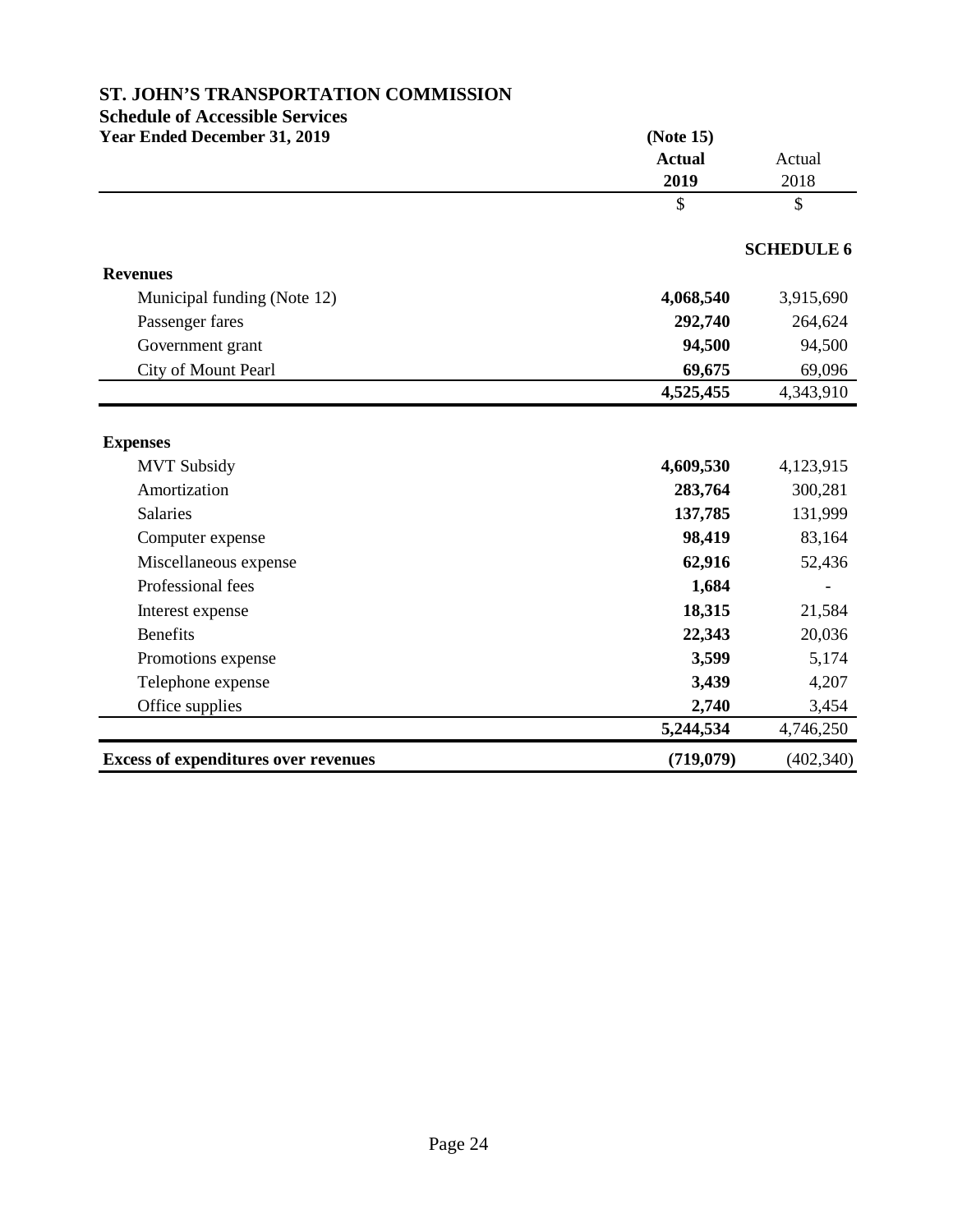# ST. JOHN'S TRANSPORTATION COMMISSION

## Schedule of Accessible Services

**Year Ended December 31, 2019**

| | (Note 15) **Actual 2019** | Actual 2018 |
|---|---|---|
| | $ | $ |
| | | **SCHEDULE 6** |
| **Revenues** | | |
| Municipal funding (Note 12) | **4,068,540** | 3,915,690 |
| Passenger fares | **292,740** | 264,624 |
| Government grant | **94,500** | 94,500 |
| City of Mount Pearl | **69,675** | 69,096 |
| | **4,525,455** | 4,343,910 |
| **Expenses** | | |
| MVT Subsidy | **4,609,530** | 4,123,915 |
| Amortization | **283,764** | 300,281 |
| Salaries | **137,785** | 131,999 |
| Computer expense | **98,419** | 83,164 |
| Miscellaneous expense | **62,916** | 52,436 |
| Professional fees | **1,684** | - |
| Interest expense | **18,315** | 21,584 |
| Benefits | **22,343** | 20,036 |
| Promotions expense | **3,599** | 5,174 |
| Telephone expense | **3,439** | 4,207 |
| Office supplies | **2,740** | 3,454 |
| | **5,244,534** | 4,746,250 |
| **Excess of expenditures over revenues** | **(719,079)** | (402,340) |